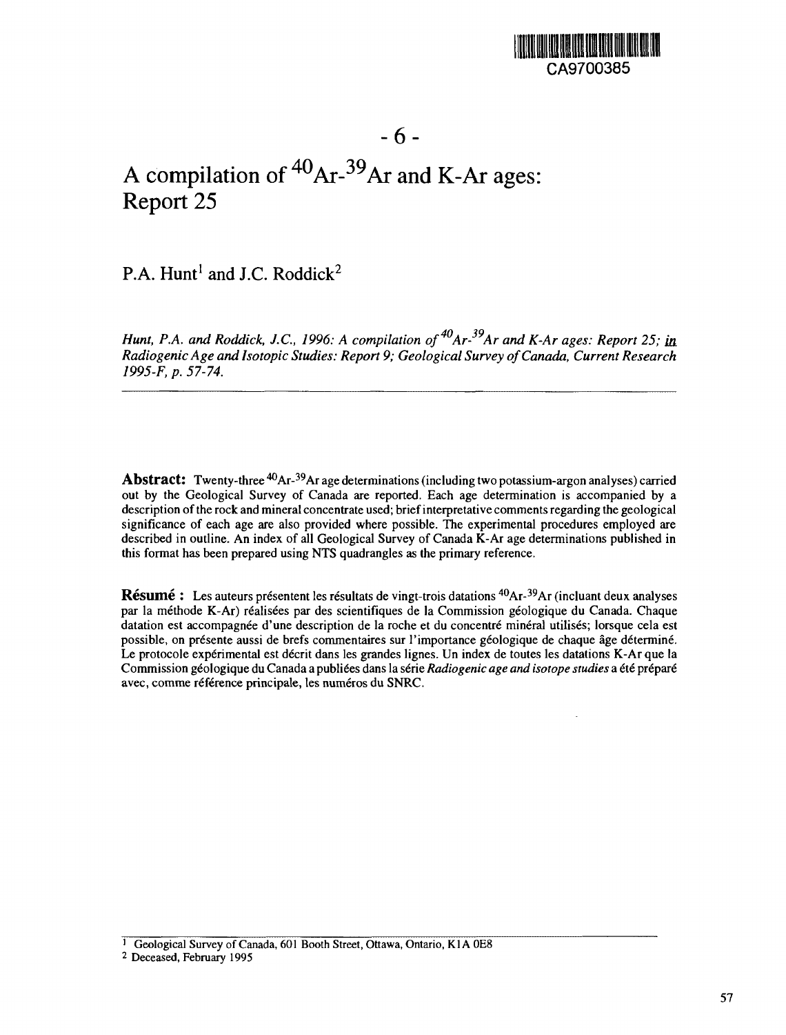CA9700385

- 6 -

# A compilation of $^{40}Ar$-$^{39}Ar$ and K-Ar ages: Report 25

P.A. Hunt[1] and J.C. Roddick[2]

*Hunt, P.A. and Roddick, J.C., 1996: A compilation of $^{40}Ar$-$^{39}Ar$ and K-Ar ages: Report 25; in Radiogenic Age and Isotopic Studies: Report 9; Geological Survey of Canada, Current Research 1995-F, p. 57-74.*

---

**Abstract:** Twenty-three $^{40}Ar$-$^{39}Ar$ age determinations (including two potassium-argon analyses) carried out by the Geological Survey of Canada are reported. Each age determination is accompanied by a description of the rock and mineral concentrate used; brief interpretative comments regarding the geological significance of each age are also provided where possible. The experimental procedures employed are described in outline. An index of all Geological Survey of Canada K-Ar age determinations published in this format has been prepared using NTS quadrangles as the primary reference.

**Résumé :** Les auteurs présentent les résultats de vingt-trois datations $^{40}Ar$-$^{39}Ar$ (incluant deux analyses par la méthode K-Ar) réalisées par des scientifiques de la Commission géologique du Canada. Chaque datation est accompagnée d'une description de la roche et du concentré minéral utilisés; lorsque cela est possible, on présente aussi de brefs commentaires sur l'importance géologique de chaque âge déterminé. Le protocole expérimental est décrit dans les grandes lignes. Un index de toutes les datations K-Ar que la Commission géologique du Canada a publiées dans la série *Radiogenic age and isotope studies* a été préparé avec, comme référence principale, les numéros du SNRC.

---

[1] Geological Survey of Canada, 601 Booth Street, Ottawa, Ontario, K1A 0E8

[2] Deceased, February 1995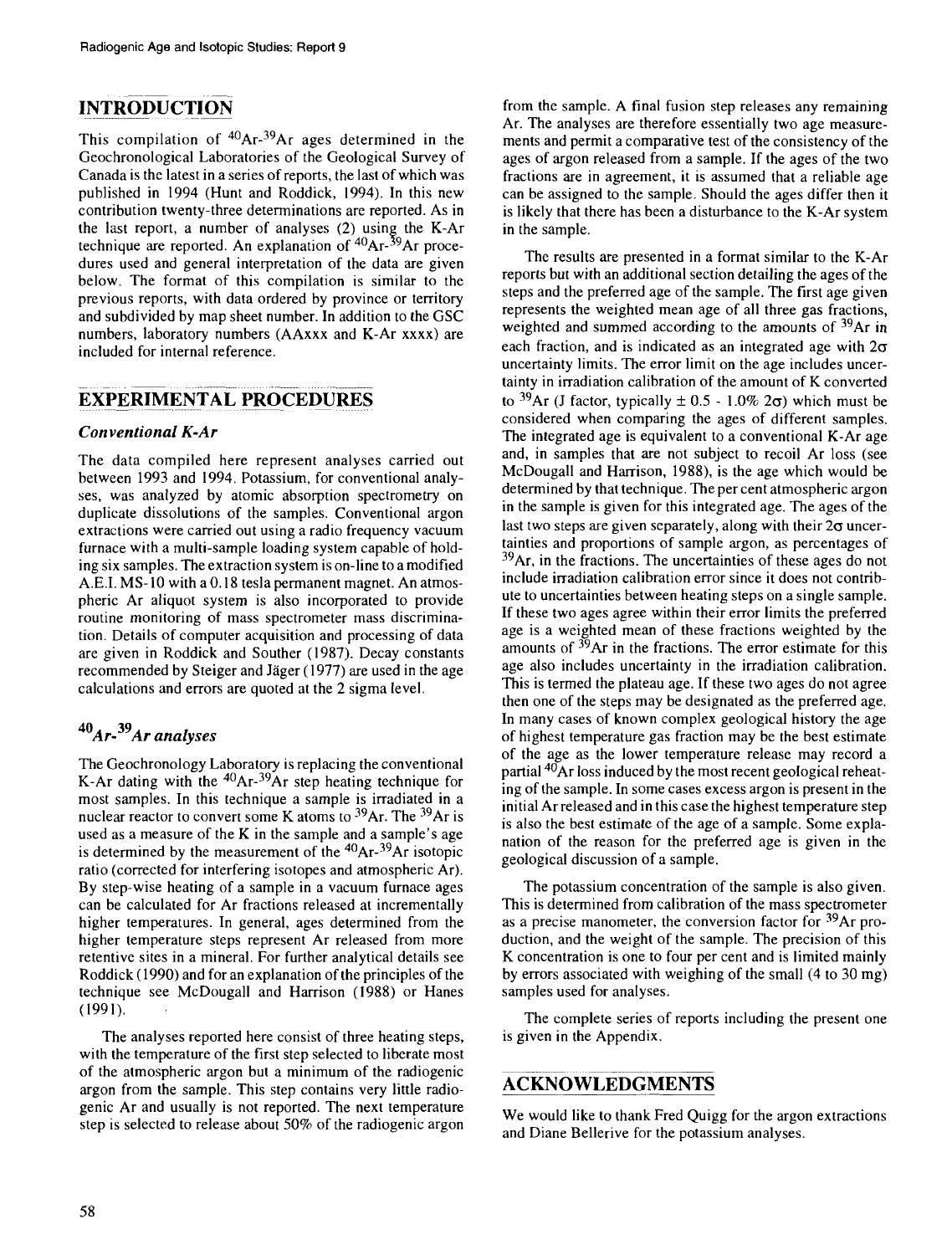## INTRODUCTION

This compilation of $^{40}Ar$-$^{39}Ar$ ages determined in the Geochronological Laboratories of the Geological Survey of Canada is the latest in a series of reports, the last of which was published in 1994 (Hunt and Roddick, 1994). In this new contribution twenty-three determinations are reported. As in the last report, a number of analyses (2) using the K-Ar technique are reported. An explanation of $^{40}Ar$-$^{39}Ar$ procedures used and general interpretation of the data are given below. The format of this compilation is similar to the previous reports, with data ordered by province or territory and subdivided by map sheet number. In addition to the GSC numbers, laboratory numbers (AAxxx and K-Ar xxxx) are included for internal reference.

## EXPERIMENTAL PROCEDURES

### *Conventional K-Ar*

The data compiled here represent analyses carried out between 1993 and 1994. Potassium, for conventional analyses, was analyzed by atomic absorption spectrometry on duplicate dissolutions of the samples. Conventional argon extractions were carried out using a radio frequency vacuum furnace with a multi-sample loading system capable of holding six samples. The extraction system is on-line to a modified A.E.I. MS-10 with a 0.18 tesla permanent magnet. An atmospheric Ar aliquot system is also incorporated to provide routine monitoring of mass spectrometer mass discrimination. Details of computer acquisition and processing of data are given in Roddick and Souther (1987). Decay constants recommended by Steiger and Jäger (1977) are used in the age calculations and errors are quoted at the 2 sigma level.

### *$^{40}Ar$-$^{39}Ar$ analyses*

The Geochronology Laboratory is replacing the conventional K-Ar dating with the $^{40}Ar$-$^{39}Ar$ step heating technique for most samples. In this technique a sample is irradiated in a nuclear reactor to convert some K atoms to $^{39}Ar$. The $^{39}Ar$ is used as a measure of the K in the sample and a sample's age is determined by the measurement of the $^{40}Ar$-$^{39}Ar$ isotopic ratio (corrected for interfering isotopes and atmospheric Ar). By step-wise heating of a sample in a vacuum furnace ages can be calculated for Ar fractions released at incrementally higher temperatures. In general, ages determined from the higher temperature steps represent Ar released from more retentive sites in a mineral. For further analytical details see Roddick (1990) and for an explanation of the principles of the technique see McDougall and Harrison (1988) or Hanes (1991).

The analyses reported here consist of three heating steps, with the temperature of the first step selected to liberate most of the atmospheric argon but a minimum of the radiogenic argon from the sample. This step contains very little radiogenic Ar and usually is not reported. The next temperature step is selected to release about 50% of the radiogenic argon from the sample. A final fusion step releases any remaining Ar. The analyses are therefore essentially two age measurements and permit a comparative test of the consistency of the ages of argon released from a sample. If the ages of the two fractions are in agreement, it is assumed that a reliable age can be assigned to the sample. Should the ages differ then it is likely that there has been a disturbance to the K-Ar system in the sample.

The results are presented in a format similar to the K-Ar reports but with an additional section detailing the ages of the steps and the preferred age of the sample. The first age given represents the weighted mean age of all three gas fractions, weighted and summed according to the amounts of $^{39}Ar$ in each fraction, and is indicated as an integrated age with $2\sigma$ uncertainty limits. The error limit on the age includes uncertainty in irradiation calibration of the amount of K converted to $^{39}Ar$ (J factor, typically $\pm$ 0.5 - 1.0% $2\sigma$) which must be considered when comparing the ages of different samples. The integrated age is equivalent to a conventional K-Ar age and, in samples that are not subject to recoil Ar loss (see McDougall and Harrison, 1988), is the age which would be determined by that technique. The per cent atmospheric argon in the sample is given for this integrated age. The ages of the last two steps are given separately, along with their $2\sigma$ uncertainties and proportions of sample argon, as percentages of $^{39}Ar$, in the fractions. The uncertainties of these ages do not include irradiation calibration error since it does not contribute to uncertainties between heating steps on a single sample. If these two ages agree within their error limits the preferred age is a weighted mean of these fractions weighted by the amounts of $^{39}Ar$ in the fractions. The error estimate for this age also includes uncertainty in the irradiation calibration. This is termed the plateau age. If these two ages do not agree then one of the steps may be designated as the preferred age. In many cases of known complex geological history the age of highest temperature gas fraction may be the best estimate of the age as the lower temperature release may record a partial $^{40}Ar$ loss induced by the most recent geological reheating of the sample. In some cases excess argon is present in the initial Ar released and in this case the highest temperature step is also the best estimate of the age of a sample. Some explanation of the reason for the preferred age is given in the geological discussion of a sample.

The potassium concentration of the sample is also given. This is determined from calibration of the mass spectrometer as a precise manometer, the conversion factor for $^{39}Ar$ production, and the weight of the sample. The precision of this K concentration is one to four per cent and is limited mainly by errors associated with weighing of the small (4 to 30 mg) samples used for analyses.

The complete series of reports including the present one is given in the Appendix.

## ACKNOWLEDGMENTS

We would like to thank Fred Quigg for the argon extractions and Diane Bellerive for the potassium analyses.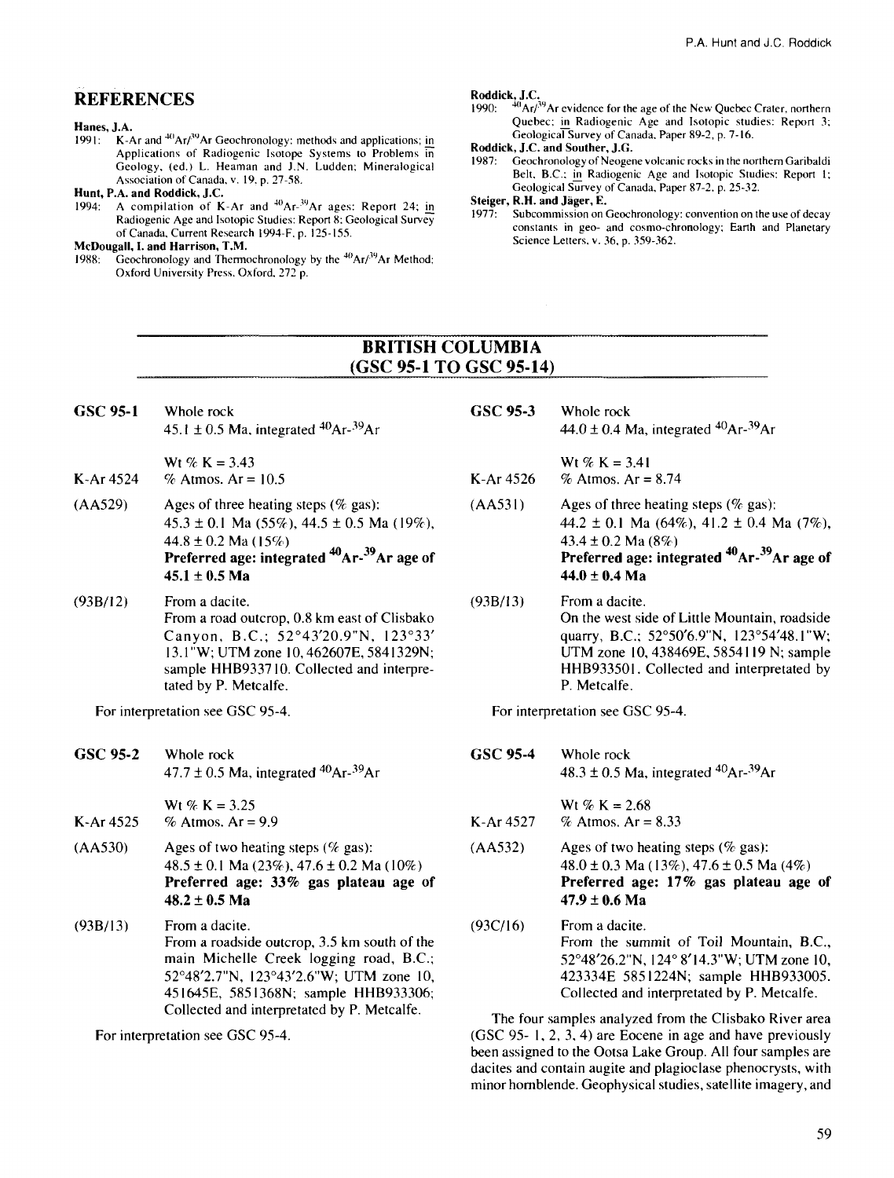## REFERENCES

**Hanes, J.A.**
1991: K-Ar and $^{40}Ar/^{39}Ar$ Geochronology: methods and applications; in Applications of Radiogenic Isotope Systems to Problems in Geology, (ed.) L. Heaman and J.N. Ludden; Mineralogical Association of Canada, v. 19, p. 27-58.

**Hunt, P.A. and Roddick, J.C.**
1994: A compilation of K-Ar and $^{40}Ar$-$^{39}Ar$ ages: Report 24; in Radiogenic Age and Isotopic Studies: Report 8; Geological Survey of Canada, Current Research 1994-F, p. 125-155.

**McDougall, I. and Harrison, T.M.**
1988: Geochronology and Thermochronology by the $^{40}Ar/^{39}Ar$ Method; Oxford University Press, Oxford, 272 p.

**Roddick, J.C.**
1990: $^{40}Ar/^{39}Ar$ evidence for the age of the New Quebec Crater, northern Quebec; in Radiogenic Age and Isotopic studies: Report 3; Geological Survey of Canada, Paper 89-2, p. 7-16.

**Roddick, J.C. and Souther, J.G.**
1987: Geochronology of Neogene volcanic rocks in the northern Garibaldi Belt, B.C.; in Radiogenic Age and Isotopic Studies: Report 1; Geological Survey of Canada, Paper 87-2, p. 25-32.

**Steiger, R.H. and Jäger, E.**
1977: Subcommission on Geochronology: convention on the use of decay constants in geo- and cosmo-chronology; Earth and Planetary Science Letters, v. 36, p. 359-362.

## BRITISH COLUMBIA (GSC 95-1 TO GSC 95-14)

**GSC 95-1** Whole rock
45.1 ± 0.5 Ma, integrated $^{40}Ar$-$^{39}Ar$

Wt % K = 3.43
K-Ar 4524 % Atmos. Ar = 10.5

(AA529) Ages of three heating steps (% gas):
45.3 ± 0.1 Ma (55%), 44.5 ± 0.5 Ma (19%), 44.8 ± 0.2 Ma (15%)
**Preferred age: integrated $^{40}Ar$-$^{39}Ar$ age of 45.1 ± 0.5 Ma**

(93B/12) From a dacite.
From a road outcrop, 0.8 km east of Clisbako Canyon, B.C.; 52°43'20.9"N, 123°33' 13.1"W; UTM zone 10, 462607E, 5841329N; sample HHB933710. Collected and interpreted by P. Metcalfe.

For interpretation see GSC 95-4.

**GSC 95-2** Whole rock
47.7 ± 0.5 Ma, integrated $^{40}Ar$-$^{39}Ar$

Wt % K = 3.25
K-Ar 4525 % Atmos. Ar = 9.9

(AA530) Ages of two heating steps (% gas):
48.5 ± 0.1 Ma (23%), 47.6 ± 0.2 Ma (10%)
**Preferred age: 33% gas plateau age of 48.2 ± 0.5 Ma**

(93B/13) From a dacite.
From a roadside outcrop, 3.5 km south of the main Michelle Creek logging road, B.C.; 52°48'2.7"N, 123°43'2.6"W; UTM zone 10, 451645E, 5851368N; sample HHB933306; Collected and interpreted by P. Metcalfe.

For interpretation see GSC 95-4.

**GSC 95-3** Whole rock
44.0 ± 0.4 Ma, integrated $^{40}Ar$-$^{39}Ar$

Wt % K = 3.41
K-Ar 4526 % Atmos. Ar = 8.74

(AA531) Ages of three heating steps (% gas):
44.2 ± 0.1 Ma (64%), 41.2 ± 0.4 Ma (7%), 43.4 ± 0.2 Ma (8%)
**Preferred age: integrated $^{40}Ar$-$^{39}Ar$ age of 44.0 ± 0.4 Ma**

(93B/13) From a dacite.
On the west side of Little Mountain, roadside quarry, B.C.; 52°50'6.9"N, 123°54'48.1"W; UTM zone 10, 438469E, 5854119 N; sample HHB933501. Collected and interpretated by P. Metcalfe.

For interpretation see GSC 95-4.

**GSC 95-4** Whole rock
48.3 ± 0.5 Ma, integrated $^{40}Ar$-$^{39}Ar$

Wt % K = 2.68
K-Ar 4527 % Atmos. Ar = 8.33

(AA532) Ages of two heating steps (% gas):
48.0 ± 0.3 Ma (13%), 47.6 ± 0.5 Ma (4%)
**Preferred age: 17% gas plateau age of 47.9 ± 0.6 Ma**

(93C/16) From a dacite.
From the summit of Toil Mountain, B.C., 52°48'26.2"N, 124° 8'14.3"W; UTM zone 10, 423334E 5851224N; sample HHB933005. Collected and interpretated by P. Metcalfe.

The four samples analyzed from the Clisbako River area (GSC 95- 1, 2, 3, 4) are Eocene in age and have previously been assigned to the Ootsa Lake Group. All four samples are dacites and contain augite and plagioclase phenocrysts, with minor hornblende. Geophysical studies, satellite imagery, and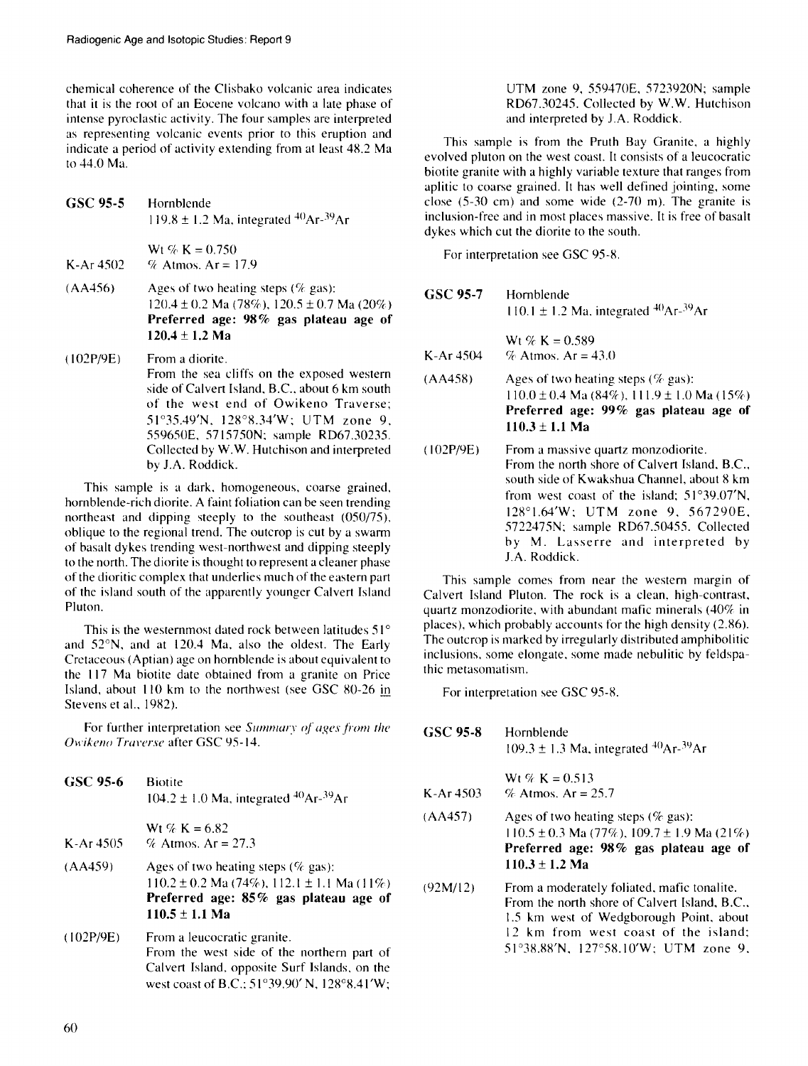chemical coherence of the Clisbako volcanic area indicates that it is the root of an Eocene volcano with a late phase of intense pyroclastic activity. The four samples are interpreted as representing volcanic events prior to this eruption and indicate a period of activity extending from at least 48.2 Ma to 44.0 Ma.

**GSC 95-5** Hornblende
119.8 ± 1.2 Ma, integrated $^{40}Ar$-$^{39}Ar$

Wt % K = 0.750
K-Ar 4502 % Atmos. Ar = 17.9

(AA456) Ages of two heating steps (% gas):
120.4 ± 0.2 Ma (78%), 120.5 ± 0.7 Ma (20%)
**Preferred age: 98% gas plateau age of 120.4 ± 1.2 Ma**

(102P/9E) From a diorite.
From the sea cliffs on the exposed western side of Calvert Island, B.C., about 6 km south of the west end of Owikeno Traverse; 51°35.49'N, 128°8.34'W; UTM zone 9, 559650E, 5715750N; sample RD67.30235. Collected by W.W. Hutchison and interpreted by J.A. Roddick.

This sample is a dark, homogeneous, coarse grained, hornblende-rich diorite. A faint foliation can be seen trending northeast and dipping steeply to the southeast (050/75), oblique to the regional trend. The outcrop is cut by a swarm of basalt dykes trending west-northwest and dipping steeply to the north. The diorite is thought to represent a cleaner phase of the dioritic complex that underlies much of the eastern part of the island south of the apparently younger Calvert Island Pluton.

This is the westernmost dated rock between latitudes 51° and 52°N, and at 120.4 Ma, also the oldest. The Early Cretaceous (Aptian) age on hornblende is about equivalent to the 117 Ma biotite date obtained from a granite on Price Island, about 110 km to the northwest (see GSC 80-26 in Stevens et al., 1982).

For further interpretation see *Summary of ages from the Owikeno Traverse* after GSC 95-14.

**GSC 95-6** Biotite
104.2 ± 1.0 Ma, integrated $^{40}Ar$-$^{39}Ar$

Wt % K = 6.82
K-Ar 4505 % Atmos. Ar = 27.3

(AA459) Ages of two heating steps (% gas):
110.2 ± 0.2 Ma (74%), 112.1 ± 1.1 Ma (11%)
**Preferred age: 85% gas plateau age of 110.5 ± 1.1 Ma**

(102P/9E) From a leucocratic granite.
From the west side of the northern part of Calvert Island, opposite Surf Islands, on the west coast of B.C.; 51°39.90' N, 128°8.41'W; UTM zone 9, 559470E, 5723920N; sample RD67.30245. Collected by W.W. Hutchison and interpreted by J.A. Roddick.

This sample is from the Pruth Bay Granite, a highly evolved pluton on the west coast. It consists of a leucocratic biotite granite with a highly variable texture that ranges from aplitic to coarse grained. It has well defined jointing, some close (5-30 cm) and some wide (2-70 m). The granite is inclusion-free and in most places massive. It is free of basalt dykes which cut the diorite to the south.

For interpretation see GSC 95-8.

**GSC 95-7** Hornblende
110.1 ± 1.2 Ma, integrated $^{40}Ar$-$^{39}Ar$

Wt % K = 0.589
K-Ar 4504 % Atmos. Ar = 43.0

(AA458) Ages of two heating steps (% gas):
110.0 ± 0.4 Ma (84%), 111.9 ± 1.0 Ma (15%)
**Preferred age: 99% gas plateau age of 110.3 ± 1.1 Ma**

(102P/9E) From a massive quartz monzodiorite.
From the north shore of Calvert Island, B.C., south side of Kwakshua Channel, about 8 km from west coast of the island; 51°39.07'N, 128°1.64'W; UTM zone 9, 567290E, 5722475N; sample RD67.50455. Collected by M. Lasserre and interpreted by J.A. Roddick.

This sample comes from near the western margin of Calvert Island Pluton. The rock is a clean, high-contrast, quartz monzodiorite, with abundant mafic minerals (40% in places), which probably accounts for the high density (2.86). The outcrop is marked by irregularly distributed amphibolitic inclusions, some elongate, some made nebulitic by feldspathic metasomatism.

For interpretation see GSC 95-8.

**GSC 95-8** Hornblende
109.3 ± 1.3 Ma, integrated $^{40}Ar$-$^{39}Ar$

Wt % K = 0.513
K-Ar 4503 % Atmos. Ar = 25.7

(AA457) Ages of two heating steps (% gas):
110.5 ± 0.3 Ma (77%), 109.7 ± 1.9 Ma (21%)
**Preferred age: 98% gas plateau age of 110.3 ± 1.2 Ma**

(92M/12) From a moderately foliated, mafic tonalite.
From the north shore of Calvert Island, B.C., 1.5 km west of Wedgborough Point, about 12 km from west coast of the island; 51°38.88'N, 127°58.10'W; UTM zone 9,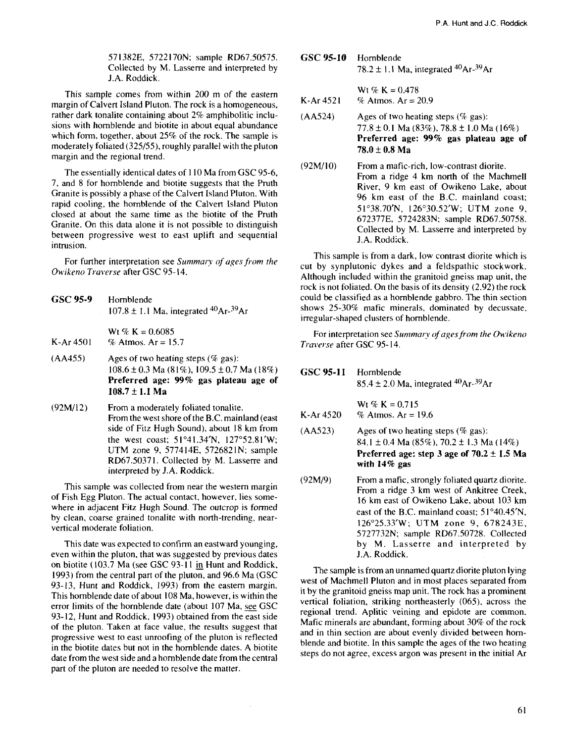571382E, 5722170N; sample RD67.50575. Collected by M. Lasserre and interpreted by J.A. Roddick.

This sample comes from within 200 m of the eastern margin of Calvert Island Pluton. The rock is a homogeneous, rather dark tonalite containing about 2% amphibolitic inclusions with hornblende and biotite in about equal abundance which form, together, about 25% of the rock. The sample is moderately foliated (325/55), roughly parallel with the pluton margin and the regional trend.

The essentially identical dates of 110 Ma from GSC 95-6, 7, and 8 for hornblende and biotite suggests that the Pruth Granite is possibly a phase of the Calvert Island Pluton. With rapid cooling, the hornblende of the Calvert Island Pluton closed at about the same time as the biotite of the Pruth Granite. On this data alone it is not possible to distinguish between progressive west to east uplift and sequential intrusion.

For further interpretation see *Summary of ages from the Owikeno Traverse* after GSC 95-14.

**GSC 95-9** Hornblende
107.8 ± 1.1 Ma, integrated $^{40}Ar$-$^{39}Ar$

K-Ar 4501 Wt % K = 0.6085
% Atmos. Ar = 15.7

(AA455) Ages of two heating steps (% gas):
108.6 ± 0.3 Ma (81%), 109.5 ± 0.7 Ma (18%)
**Preferred age: 99% gas plateau age of 108.7 ± 1.1 Ma**

(92M/12) From a moderately foliated tonalite.
From the west shore of the B.C. mainland (east side of Fitz Hugh Sound), about 18 km from the west coast; 51°41.34'N, 127°52.81'W; UTM zone 9, 577414E, 5726821N; sample RD67.50371. Collected by M. Lasserre and interpreted by J.A. Roddick.

This sample was collected from near the western margin of Fish Egg Pluton. The actual contact, however, lies somewhere in adjacent Fitz Hugh Sound. The outcrop is formed by clean, coarse grained tonalite with north-trending, near-vertical moderate foliation.

This date was expected to confirm an eastward younging, even within the pluton, that was suggested by previous dates on biotite (103.7 Ma (see GSC 93-11 in Hunt and Roddick, 1993) from the central part of the pluton, and 96.6 Ma (GSC 93-13, Hunt and Roddick, 1993) from the eastern margin. This hornblende date of about 108 Ma, however, is within the error limits of the hornblende date (about 107 Ma, see GSC 93-12, Hunt and Roddick, 1993) obtained from the east side of the pluton. Taken at face value, the results suggest that progressive west to east unroofing of the pluton is reflected in the biotite dates but not in the hornblende dates. A biotite date from the west side and a hornblende date from the central part of the pluton are needed to resolve the matter.

**GSC 95-10** Hornblende
78.2 ± 1.1 Ma, integrated $^{40}Ar$-$^{39}Ar$

K-Ar 4521 Wt % K = 0.478
% Atmos. Ar = 20.9

(AA524) Ages of two heating steps (% gas):
77.8 ± 0.1 Ma (83%), 78.8 ± 1.0 Ma (16%)
**Preferred age: 99% gas plateau age of 78.0 ± 0.8 Ma**

(92M/10) From a mafic-rich, low-contrast diorite.
From a ridge 4 km north of the Machmell River, 9 km east of Owikeno Lake, about 96 km east of the B.C. mainland coast; 51°38.70'N, 126°30.52'W; UTM zone 9, 672377E, 5724283N; sample RD67.50758. Collected by M. Lasserre and interpreted by J.A. Roddick.

This sample is from a dark, low contrast diorite which is cut by synplutonic dykes and a feldspathic stockwork. Although included within the granitoid gneiss map unit, the rock is not foliated. On the basis of its density (2.92) the rock could be classified as a hornblende gabbro. The thin section shows 25-30% mafic minerals, dominated by decussate, irregular-shaped clusters of hornblende.

For interpretation see *Summary of ages from the Owikeno Traverse* after GSC 95-14.

**GSC 95-11** Hornblende
85.4 ± 2.0 Ma, integrated $^{40}Ar$-$^{39}Ar$

K-Ar 4520 Wt % K = 0.715
% Atmos. Ar = 19.6

(AA523) Ages of two heating steps (% gas):
84.1 ± 0.4 Ma (85%), 70.2 ± 1.3 Ma (14%)
**Preferred age: step 3 age of 70.2 ± 1.5 Ma with 14% gas**

(92M/9) From a mafic, strongly foliated quartz diorite.
From a ridge 3 km west of Ankitree Creek, 16 km east of Owikeno Lake, about 103 km east of the B.C. mainland coast; 51°40.45'N, 126°25.33'W; UTM zone 9, 678243E, 5727732N; sample RD67.50728. Collected by M. Lasserre and interpreted by J.A. Roddick.

The sample is from an unnamed quartz diorite pluton lying west of Machmell Pluton and in most places separated from it by the granitoid gneiss map unit. The rock has a prominent vertical foliation, striking northeasterly (065), across the regional trend. Aplitic veining and epidote are common. Mafic minerals are abundant, forming about 30% of the rock and in thin section are about evenly divided between hornblende and biotite. In this sample the ages of the two heating steps do not agree, excess argon was present in the initial Ar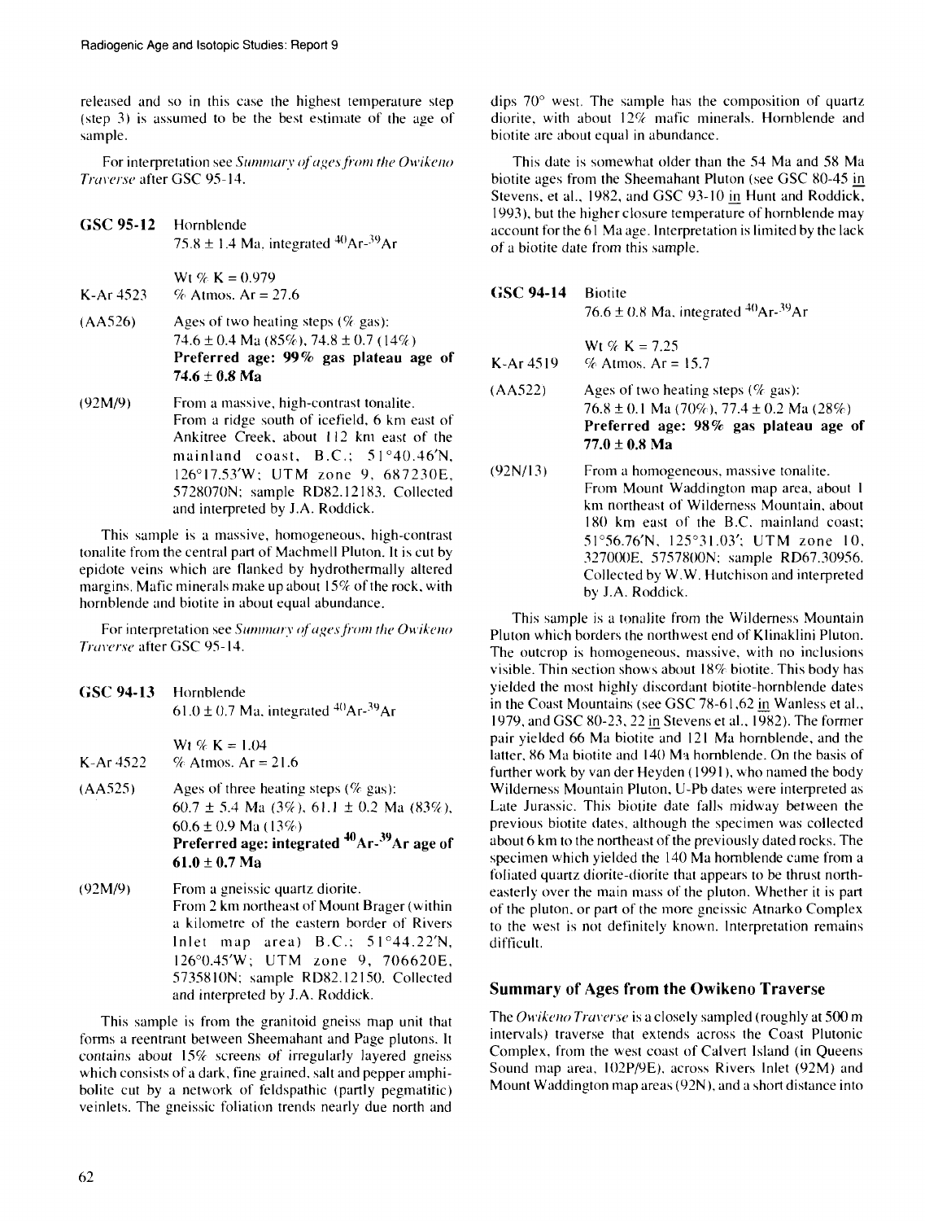released and so in this case the highest temperature step (step 3) is assumed to be the best estimate of the age of sample.

For interpretation see *Summary of ages from the Owikeno Traverse* after GSC 95-14.

**GSC 95-12** Hornblende
75.8 ± 1.4 Ma, integrated $^{40}Ar$-$^{39}Ar$

Wt % K = 0.979
K-Ar 4523 % Atmos. Ar = 27.6

(AA526) Ages of two heating steps (% gas):
74.6 ± 0.4 Ma (85%), 74.8 ± 0.7 (14%)
**Preferred age: 99% gas plateau age of 74.6 ± 0.8 Ma**

(92M/9) From a massive, high-contrast tonalite.
From a ridge south of icefield, 6 km east of Ankitree Creek, about 112 km east of the mainland coast, B.C.; 51°40.46'N, 126°17.53'W; UTM zone 9, 687230E, 5728070N; sample RD82.12183. Collected and interpreted by J.A. Roddick.

This sample is a massive, homogeneous, high-contrast tonalite from the central part of Machmell Pluton. It is cut by epidote veins which are flanked by hydrothermally altered margins. Mafic minerals make up about 15% of the rock, with hornblende and biotite in about equal abundance.

For interpretation see *Summary of ages from the Owikeno Traverse* after GSC 95-14.

**GSC 94-13** Hornblende
61.0 ± 0.7 Ma, integrated $^{40}Ar$-$^{39}Ar$

Wt % K = 1.04
K-Ar 4522 % Atmos. Ar = 21.6

(AA525) Ages of three heating steps (% gas):
60.7 ± 5.4 Ma (3%), 61.1 ± 0.2 Ma (83%), 60.6 ± 0.9 Ma (13%)
**Preferred age: integrated $^{40}Ar$-$^{39}Ar$ age of 61.0 ± 0.7 Ma**

(92M/9) From a gneissic quartz diorite.
From 2 km northeast of Mount Brager (within a kilometre of the eastern border of Rivers Inlet map area) B.C.; 51°44.22'N, 126°0.45'W; UTM zone 9, 706620E, 5735810N; sample RD82.12150. Collected and interpreted by J.A. Roddick.

This sample is from the granitoid gneiss map unit that forms a reentrant between Sheemahant and Page plutons. It contains about 15% screens of irregularly layered gneiss which consists of a dark, fine grained, salt and pepper amphibolite cut by a network of feldspathic (partly pegmatitic) veinlets. The gneissic foliation trends nearly due north and dips 70° west. The sample has the composition of quartz diorite, with about 12% mafic minerals. Hornblende and biotite are about equal in abundance.

This date is somewhat older than the 54 Ma and 58 Ma biotite ages from the Sheemahant Pluton (see GSC 80-45 in Stevens, et al., 1982, and GSC 93-10 in Hunt and Roddick, 1993), but the higher closure temperature of hornblende may account for the 61 Ma age. Interpretation is limited by the lack of a biotite date from this sample.

**GSC 94-14** Biotite
76.6 ± 0.8 Ma, integrated $^{40}Ar$-$^{39}Ar$

Wt % K = 7.25
K-Ar 4519 % Atmos. Ar = 15.7

(AA522) Ages of two heating steps (% gas):
76.8 ± 0.1 Ma (70%), 77.4 ± 0.2 Ma (28%)
**Preferred age: 98% gas plateau age of 77.0 ± 0.8 Ma**

(92N/13) From a homogeneous, massive tonalite.
From Mount Waddington map area, about 1 km northeast of Wilderness Mountain, about 180 km east of the B.C. mainland coast; 51°56.76'N, 125°31.03'; UTM zone 10, 327000E, 5757800N; sample RD67.30956. Collected by W.W. Hutchison and interpreted by J.A. Roddick.

This sample is a tonalite from the Wilderness Mountain Pluton which borders the northwest end of Klinaklini Pluton. The outcrop is homogeneous, massive, with no inclusions visible. Thin section shows about 18% biotite. This body has yielded the most highly discordant biotite-hornblende dates in the Coast Mountains (see GSC 78-61,62 in Wanless et al., 1979, and GSC 80-23, 22 in Stevens et al., 1982). The former pair yielded 66 Ma biotite and 121 Ma hornblende, and the latter, 86 Ma biotite and 140 Ma hornblende. On the basis of further work by van der Heyden (1991), who named the body Wilderness Mountain Pluton, U-Pb dates were interpreted as Late Jurassic. This biotite date falls midway between the previous biotite dates, although the specimen was collected about 6 km to the northeast of the previously dated rocks. The specimen which yielded the 140 Ma hornblende came from a foliated quartz diorite-diorite that appears to be thrust northeasterly over the main mass of the pluton. Whether it is part of the pluton, or part of the more gneissic Atnarko Complex to the west is not definitely known. Interpretation remains difficult.

## Summary of Ages from the Owikeno Traverse

The *Owikeno Traverse* is a closely sampled (roughly at 500 m intervals) traverse that extends across the Coast Plutonic Complex, from the west coast of Calvert Island (in Queens Sound map area, 102P/9E), across Rivers Inlet (92M) and Mount Waddington map areas (92N), and a short distance into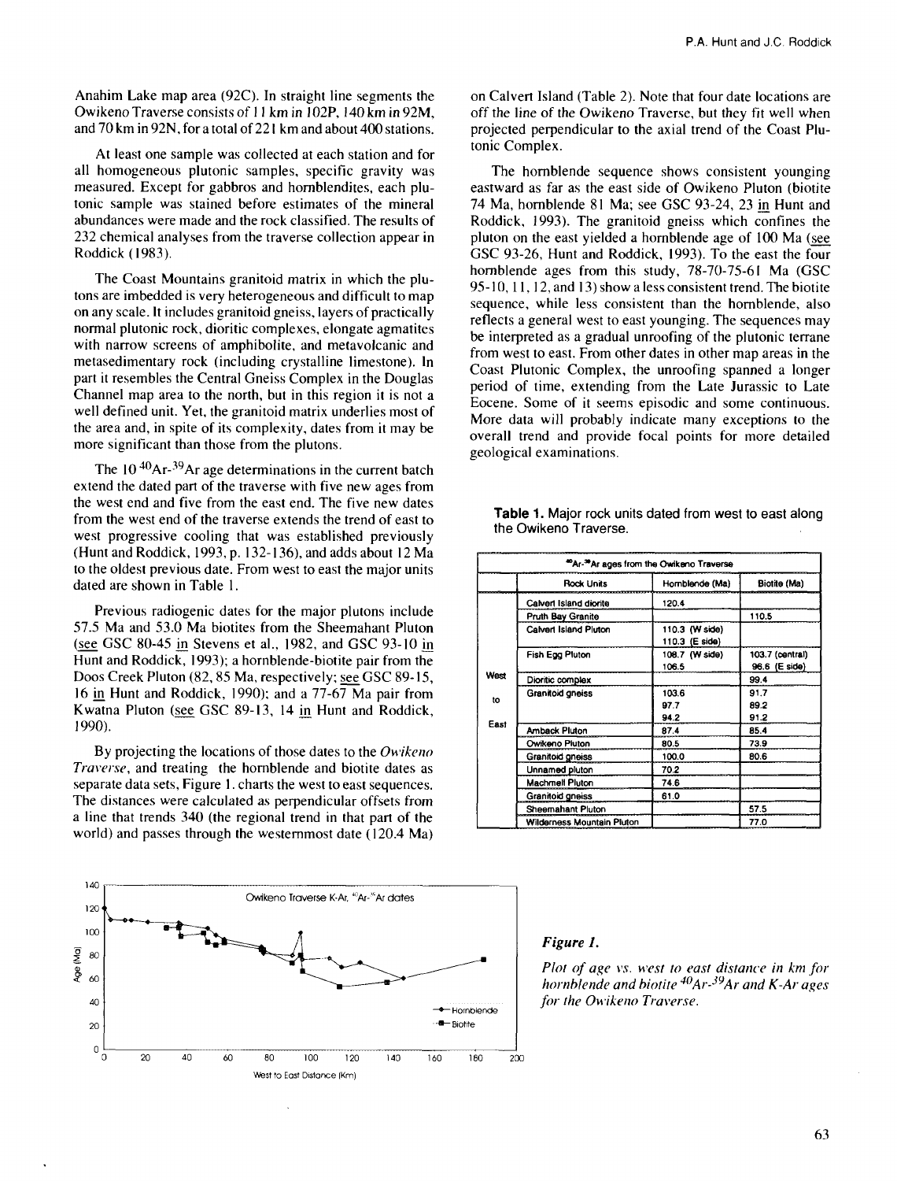Anahim Lake map area (92C). In straight line segments the Owikeno Traverse consists of 11 km in 102P, 140 km in 92M, and 70 km in 92N, for a total of 221 km and about 400 stations.

At least one sample was collected at each station and for all homogeneous plutonic samples, specific gravity was measured. Except for gabbros and hornblendites, each plutonic sample was stained before estimates of the mineral abundances were made and the rock classified. The results of 232 chemical analyses from the traverse collection appear in Roddick (1983).

The Coast Mountains granitoid matrix in which the plutons are imbedded is very heterogeneous and difficult to map on any scale. It includes granitoid gneiss, layers of practically normal plutonic rock, dioritic complexes, elongate agmatites with narrow screens of amphibolite, and metavolcanic and metasedimentary rock (including crystalline limestone). In part it resembles the Central Gneiss Complex in the Douglas Channel map area to the north, but in this region it is not a well defined unit. Yet, the granitoid matrix underlies most of the area and, in spite of its complexity, dates from it may be more significant than those from the plutons.

The 10 $^{40}Ar$-$^{39}Ar$ age determinations in the current batch extend the dated part of the traverse with five new ages from the west end and five from the east end. The five new dates from the west end of the traverse extends the trend of east to west progressive cooling that was established previously (Hunt and Roddick, 1993, p. 132-136), and adds about 12 Ma to the oldest previous date. From west to east the major units dated are shown in Table 1.

Previous radiogenic dates for the major plutons include 57.5 Ma and 53.0 Ma biotites from the Sheemahant Pluton (see GSC 80-45 in Stevens et al., 1982, and GSC 93-10 in Hunt and Roddick, 1993); a hornblende-biotite pair from the Doos Creek Pluton (82, 85 Ma, respectively; see GSC 89-15, 16 in Hunt and Roddick, 1990); and a 77-67 Ma pair from Kwatna Pluton (see GSC 89-13, 14 in Hunt and Roddick, 1990).

By projecting the locations of those dates to the *Owikeno Traverse*, and treating the hornblende and biotite dates as separate data sets, Figure 1. charts the west to east sequences. The distances were calculated as perpendicular offsets from a line that trends 340 (the regional trend in that part of the world) and passes through the westernmost date (120.4 Ma) on Calvert Island (Table 2). Note that four date locations are off the line of the Owikeno Traverse, but they fit well when projected perpendicular to the axial trend of the Coast Plutonic Complex.

The hornblende sequence shows consistent younging eastward as far as the east side of Owikeno Pluton (biotite 74 Ma, hornblende 81 Ma; see GSC 93-24, 23 in Hunt and Roddick, 1993). The granitoid gneiss which confines the pluton on the east yielded a hornblende age of 100 Ma (see GSC 93-26, Hunt and Roddick, 1993). To the east the four hornblende ages from this study, 78-70-75-61 Ma (GSC 95-10, 11, 12, and 13) show a less consistent trend. The biotite sequence, while less consistent than the hornblende, also reflects a general west to east younging. The sequences may be interpreted as a gradual unroofing of the plutonic terrane from west to east. From other dates in other map areas in the Coast Plutonic Complex, the unroofing spanned a longer period of time, extending from the Late Jurassic to Late Eocene. Some of it seems episodic and some continuous. More data will probably indicate many exceptions to the overall trend and provide focal points for more detailed geological examinations.

**Table 1.** Major rock units dated from west to east along the Owikeno Traverse.

| $^{40}Ar$-$^{39}Ar$ ages from the Owikeno Traverse | | | |
|---|---|---|---|
| | Rock Units | Hornblende (Ma) | Biotite (Ma) |
| West to East | Calvert Island diorite | 120.4 | |
| | Pruth Bay Granite | | 110.5 |
| | Calvert Island Pluton | 110.3 (W side)<br>110.3 (E side) | |
| | Fish Egg Pluton | 108.7 (W side)<br>106.5 | 103.7 (central)<br>96.6 (E side) |
| | Dioritic complex | | 99.4 |
| | Granitoid gneiss | 103.6<br>97.7<br>94.2 | 91.7<br>89.2<br>91.2 |
| | Amback Pluton | 87.4 | 85.4 |
| | Owikeno Pluton | 80.5 | 73.9 |
| | Granitoid gneiss | 100.0 | 80.6 |
| | Unnamed pluton | 70.2 | |
| | Machmell Pluton | 74.6 | |
| | Granitoid gneiss | 61.0 | |
| | Sheemahant Pluton | | 57.5 |
| | Wilderness Mountain Pluton | | 77.0 |

***Figure 1.***

*Plot of age vs. west to east distance in km for hornblende and biotite $^{40}Ar$-$^{39}Ar$ and K-Ar ages for the Owikeno Traverse.*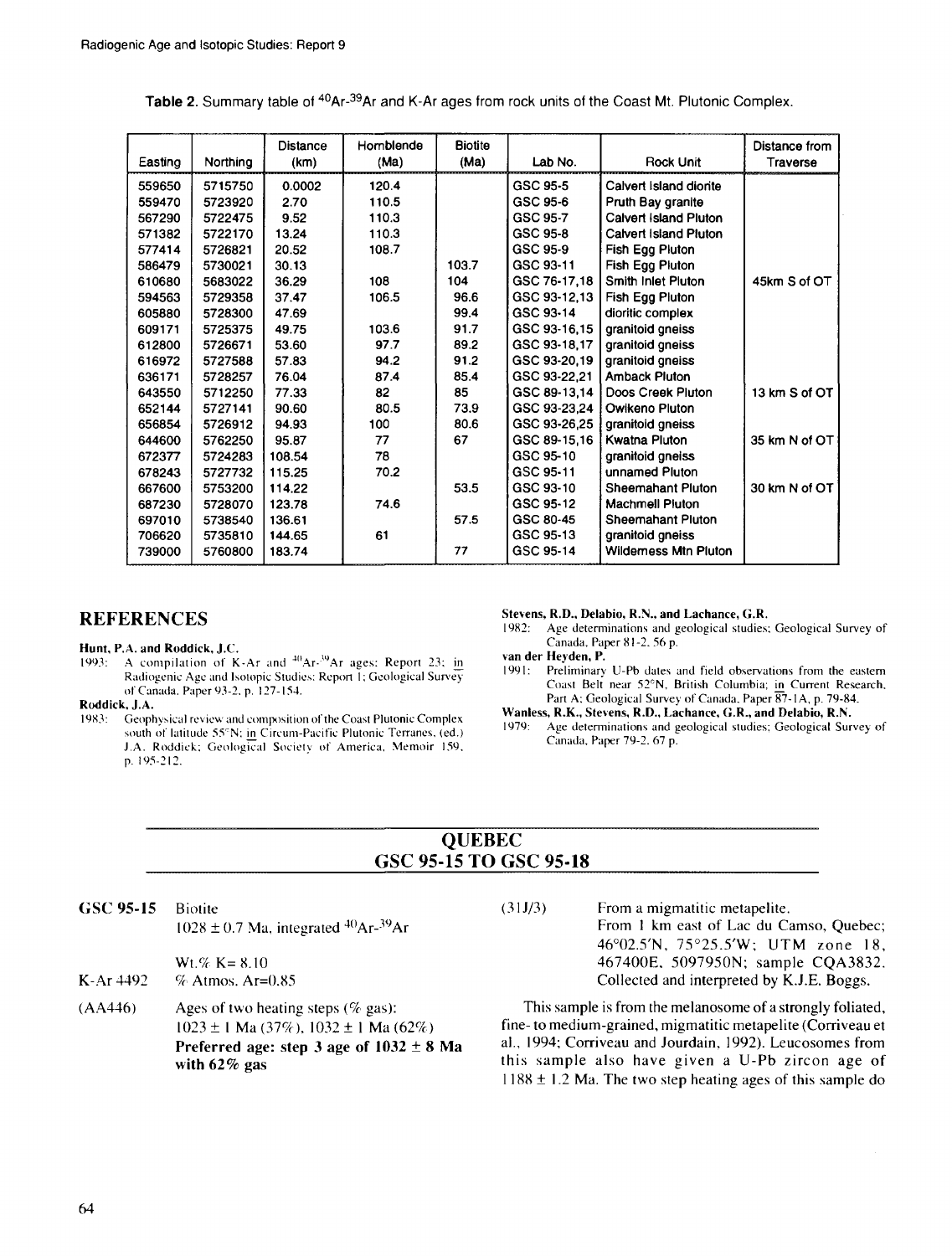**Table 2.** Summary table of $^{40}Ar$-$^{39}Ar$ and K-Ar ages from rock units of the Coast Mt. Plutonic Complex.

| Easting | Northing | Distance (km) | Hornblende (Ma) | Biotite (Ma) | Lab No. | Rock Unit | Distance from Traverse |
|---|---|---|---|---|---|---|---|
| 559650 | 5715750 | 0.0002 | 120.4 | | GSC 95-5 | Calvert Island diorite | |
| 559470 | 5723920 | 2.70 | 110.5 | | GSC 95-6 | Pruth Bay granite | |
| 567290 | 5722475 | 9.52 | 110.3 | | GSC 95-7 | Calvert Island Pluton | |
| 571382 | 5722170 | 13.24 | 110.3 | | GSC 95-8 | Calvert Island Pluton | |
| 577414 | 5726821 | 20.52 | 108.7 | | GSC 95-9 | Fish Egg Pluton | |
| 586479 | 5730021 | 30.13 | | 103.7 | GSC 93-11 | Fish Egg Pluton | |
| 610680 | 5683022 | 36.29 | 108 | 104 | GSC 76-17,18 | Smith Inlet Pluton | 45km S of OT |
| 594563 | 5729358 | 37.47 | 106.5 | 96.6 | GSC 93-12,13 | Fish Egg Pluton | |
| 605880 | 5728300 | 47.69 | | 99.4 | GSC 93-14 | dioritic complex | |
| 609171 | 5725375 | 49.75 | 103.6 | 91.7 | GSC 93-16,15 | granitoid gneiss | |
| 612800 | 5726671 | 53.60 | 97.7 | 89.2 | GSC 93-18,17 | granitoid gneiss | |
| 616972 | 5727588 | 57.83 | 94.2 | 91.2 | GSC 93-20,19 | granitoid gneiss | |
| 636171 | 5728257 | 76.04 | 87.4 | 85.4 | GSC 93-22,21 | Amback Pluton | |
| 643550 | 5712250 | 77.33 | 82 | 85 | GSC 89-13,14 | Doos Creek Pluton | 13 km S of OT |
| 652144 | 5727141 | 90.60 | 80.5 | 73.9 | GSC 93-23,24 | Owikeno Pluton | |
| 656854 | 5726912 | 94.93 | 100 | 80.6 | GSC 93-26,25 | granitoid gneiss | |
| 644600 | 5762250 | 95.87 | 77 | 67 | GSC 89-15,16 | Kwatna Pluton | 35 km N of OT |
| 672377 | 5724283 | 108.54 | 78 | | GSC 95-10 | granitoid gneiss | |
| 678243 | 5727732 | 115.25 | 70.2 | | GSC 95-11 | unnamed Pluton | |
| 667600 | 5753200 | 114.22 | | 53.5 | GSC 93-10 | Sheemahant Pluton | 30 km N of OT |
| 687230 | 5728070 | 123.78 | 74.6 | | GSC 95-12 | Machmell Pluton | |
| 697010 | 5738540 | 136.61 | | 57.5 | GSC 80-45 | Sheemahant Pluton | |
| 706620 | 5735810 | 144.65 | 61 | | GSC 95-13 | granitoid gneiss | |
| 739000 | 5760800 | 183.74 | | 77 | GSC 95-14 | Wilderness Mtn Pluton | |

## REFERENCES

**Hunt, P.A. and Roddick, J.C.**
1993: A compilation of K-Ar and $^{40}Ar$-$^{39}Ar$ ages: Report 23; in Radiogenic Age and Isotopic Studies: Report 1; Geological Survey of Canada, Paper 93-2, p. 127-154.

**Roddick, J.A.**
1983: Geophysical review and composition of the Coast Plutonic Complex south of latitude 55°N; in Circum-Pacific Plutonic Terranes, (ed.) J.A. Roddick; Geological Society of America, Memoir 159, p. 195-212.

**Stevens, R.D., Delabio, R.N., and Lachance, G.R.**
1982: Age determinations and geological studies; Geological Survey of Canada, Paper 81-2, 56 p.

**van der Heyden, P.**
1991: Preliminary U-Pb dates and field observations from the eastern Coast Belt near 52°N, British Columbia; in Current Research, Part A: Geological Survey of Canada, Paper 87-1A, p. 79-84.

**Wanless, R.K., Stevens, R.D., Lachance, G.R., and Delabio, R.N.**
1979: Age determinations and geological studies; Geological Survey of Canada, Paper 79-2, 67 p.

## QUEBEC
## GSC 95-15 TO GSC 95-18

**GSC 95-15** Biotite
1028 ± 0.7 Ma, integrated $^{40}Ar$-$^{39}Ar$

Wt.% K= 8.10
K-Ar 4492 % Atmos. Ar=0.85

(AA446) Ages of two heating steps (% gas):
1023 ± 1 Ma (37%), 1032 ± 1 Ma (62%)
**Preferred age: step 3 age of 1032 ± 8 Ma with 62% gas**

(31J/3) From a migmatitic metapelite.
From 1 km east of Lac du Camso, Quebec; 46°02.5'N, 75°25.5'W; UTM zone 18, 467400E, 5097950N; sample CQA3832.
Collected and interpreted by K.J.E. Boggs.

This sample is from the melanosome of a strongly foliated, fine- to medium-grained, migmatitic metapelite (Corriveau et al., 1994; Corriveau and Jourdain, 1992). Leucosomes from this sample also have given a U-Pb zircon age of 1188 ± 1.2 Ma. The two step heating ages of this sample do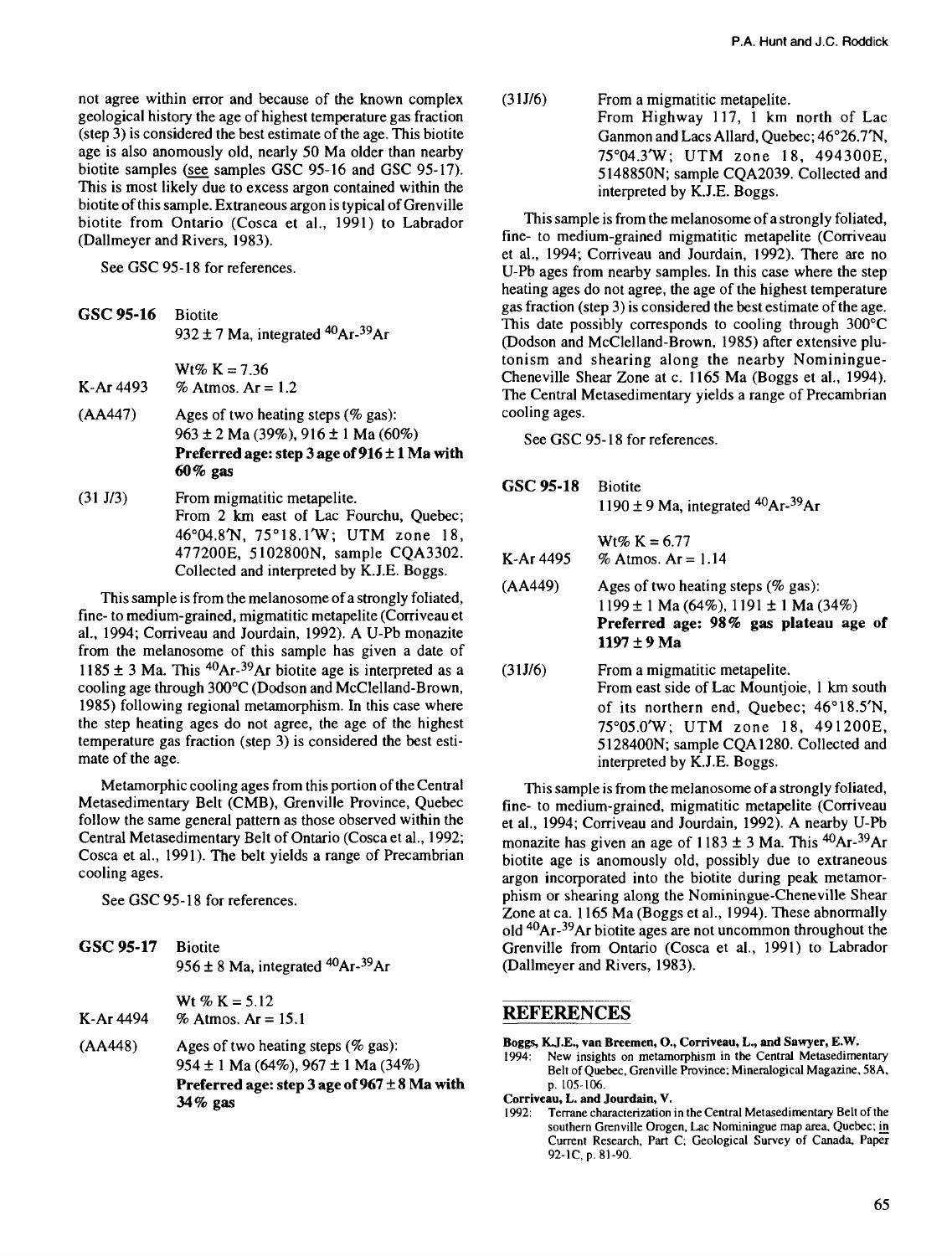not agree within error and because of the known complex geological history the age of highest temperature gas fraction (step 3) is considered the best estimate of the age. This biotite age is also anomously old, nearly 50 Ma older than nearby biotite samples (see samples GSC 95-16 and GSC 95-17). This is most likely due to excess argon contained within the biotite of this sample. Extraneous argon is typical of Grenville biotite from Ontario (Cosca et al., 1991) to Labrador (Dallmeyer and Rivers, 1983).

See GSC 95-18 for references.

**GSC 95-16** Biotite
932 ± 7 Ma, integrated $^{40}Ar$-$^{39}Ar$

Wt% K = 7.36
K-Ar 4493 % Atmos. Ar = 1.2

(AA447) Ages of two heating steps (% gas):
963 ± 2 Ma (39%), 916 ± 1 Ma (60%)
**Preferred age: step 3 age of 916 ± 1 Ma with 60% gas**

(31 J/3) From migmatitic metapelite.
From 2 km east of Lac Fourchu, Quebec; 46°04.8'N, 75°18.1'W; UTM zone 18, 477200E, 5102800N, sample CQA3302. Collected and interpreted by K.J.E. Boggs.

This sample is from the melanosome of a strongly foliated, fine- to medium-grained, migmatitic metapelite (Corriveau et al., 1994; Corriveau and Jourdain, 1992). A U-Pb monazite from the melanosome of this sample has given a date of 1185 ± 3 Ma. This $^{40}Ar$-$^{39}Ar$ biotite age is interpreted as a cooling age through 300°C (Dodson and McClelland-Brown, 1985) following regional metamorphism. In this case where the step heating ages do not agree, the age of the highest temperature gas fraction (step 3) is considered the best estimate of the age.

Metamorphic cooling ages from this portion of the Central Metasedimentary Belt (CMB), Grenville Province, Quebec follow the same general pattern as those observed within the Central Metasedimentary Belt of Ontario (Cosca et al., 1992; Cosca et al., 1991). The belt yields a range of Precambrian cooling ages.

See GSC 95-18 for references.

**GSC 95-17** Biotite
956 ± 8 Ma, integrated $^{40}Ar$-$^{39}Ar$

Wt % K = 5.12
K-Ar 4494 % Atmos. Ar = 15.1

(AA448) Ages of two heating steps (% gas):
954 ± 1 Ma (64%), 967 ± 1 Ma (34%)
**Preferred age: step 3 age of 967 ± 8 Ma with 34% gas**

(31J/6) From a migmatitic metapelite.
From Highway 117, 1 km north of Lac Ganmon and Lacs Allard, Quebec; 46°26.7'N, 75°04.3'W; UTM zone 18, 494300E, 5148850N; sample CQA2039. Collected and interpreted by K.J.E. Boggs.

This sample is from the melanosome of a strongly foliated, fine- to medium-grained migmatitic metapelite (Corriveau et al., 1994; Corriveau and Jourdain, 1992). There are no U-Pb ages from nearby samples. In this case where the step heating ages do not agree, the age of the highest temperature gas fraction (step 3) is considered the best estimate of the age. This date possibly corresponds to cooling through 300°C (Dodson and McClelland-Brown, 1985) after extensive plutonism and shearing along the nearby Nominingue-Cheneville Shear Zone at c. 1165 Ma (Boggs et al., 1994). The Central Metasedimentary yields a range of Precambrian cooling ages.

See GSC 95-18 for references.

**GSC 95-18** Biotite
1190 ± 9 Ma, integrated $^{40}Ar$-$^{39}Ar$

Wt% K = 6.77
K-Ar 4495 % Atmos. Ar = 1.14

(AA449) Ages of two heating steps (% gas):
1199 ± 1 Ma (64%), 1191 ± 1 Ma (34%)
**Preferred age: 98% gas plateau age of 1197 ± 9 Ma**

(31J/6) From a migmatitic metapelite.
From east side of Lac Mountjoie, 1 km south of its northern end, Quebec; 46°18.5'N, 75°05.0'W; UTM zone 18, 491200E, 5128400N; sample CQA1280. Collected and interpreted by K.J.E. Boggs.

This sample is from the melanosome of a strongly foliated, fine- to medium-grained, migmatitic metapelite (Corriveau et al., 1994; Corriveau and Jourdain, 1992). A nearby U-Pb monazite has given an age of 1183 ± 3 Ma. This $^{40}Ar$-$^{39}Ar$ biotite age is anomously old, possibly due to extraneous argon incorporated into the biotite during peak metamorphism or shearing along the Nominingue-Cheneville Shear Zone at ca. 1165 Ma (Boggs et al., 1994). These abnormally old $^{40}Ar$-$^{39}Ar$ biotite ages are not uncommon throughout the Grenville from Ontario (Cosca et al., 1991) to Labrador (Dallmeyer and Rivers, 1983).

## REFERENCES

**Boggs, K.J.E., van Breemen, O., Corriveau, L., and Sawyer, E.W.**
1994: New insights on metamorphism in the Central Metasedimentary Belt of Quebec, Grenville Province; Mineralogical Magazine, 58A, p. 105-106.

**Corriveau, L. and Jourdain, V.**
1992: Terrane characterization in the Central Metasedimentary Belt of the southern Grenville Orogen, Lac Nominingue map area, Quebec; in Current Research, Part C; Geological Survey of Canada, Paper 92-1C, p. 81-90.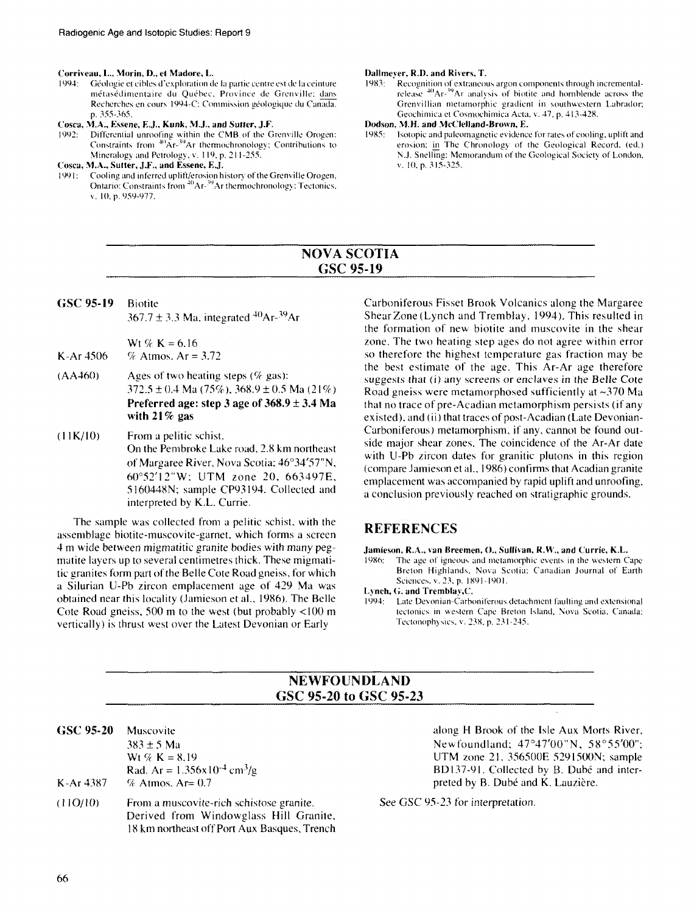**Corriveau, L., Morin, D., et Madore, L.**
1994: Géologie et cibles d'exploration de la partie centre est de la ceinture métasédimentaire du Québec, Province de Grenville: dans Recherches en cours 1994-C; Commission géologique du Canada, p. 355-365.

**Cosca, M.A., Essene, E.J., Kunk, M.J., and Sutter, J.F.**
1992: Differential unroofing within the CMB of the Grenville Orogen: Constraints from $^{40}Ar$-$^{39}Ar$ thermochronology; Contributions to Mineralogy and Petrology, v. 119, p. 211-255.

**Cosca, M.A., Sutter, J.F., and Essene, E.J.**
1991: Cooling and inferred uplift/erosion history of the Grenville Orogen, Ontario: Constraints from $^{40}Ar$-$^{39}Ar$ thermochronology; Tectonics, v. 10, p. 959-977.

**Dallmeyer, R.D. and Rivers, T.**
1983: Recognition of extraneous argon components through incremental-release $^{40}Ar$-$^{39}Ar$ analysis of biotite and hornblende across the Grenvillian metamorphic gradient in southwestern Labrador; Geochimica et Cosmochimica Acta, v. 47, p. 413-428.

**Dodson, M.H. and McClelland-Brown, E.**
1985: Isotopic and paleomagnetic evidence for rates of cooling, uplift and erosion; in The Chronology of the Geological Record, (ed.) N.J. Snelling; Memorandum of the Geological Society of London, v. 10, p. 315-325.

## NOVA SCOTIA
## GSC 95-19

**GSC 95-19** Biotite
367.7 ± 3.3 Ma, integrated $^{40}Ar$-$^{39}Ar$

Wt % K = 6.16

K-Ar 4506 % Atmos. Ar = 3.72

(AA460) Ages of two heating steps (% gas):
372.5 ± 0.4 Ma (75%), 368.9 ± 0.5 Ma (21%)
**Preferred age: step 3 age of 368.9 ± 3.4 Ma with 21% gas**

(11K/10) From a pelitic schist.
On the Pembroke Lake road, 2.8 km northeast of Margaree River, Nova Scotia; 46°34′57″N, 60°52′12″W; UTM zone 20, 663497E, 5160448N; sample CP93194. Collected and interpreted by K.L. Currie.

The sample was collected from a pelitic schist, with the assemblage biotite-muscovite-garnet, which forms a screen 4 m wide between migmatitic granite bodies with many pegmatite layers up to several centimetres thick. These migmatitic granites form part of the Belle Cote Road gneiss, for which a Silurian U-Pb zircon emplacement age of 429 Ma was obtained near this locality (Jamieson et al., 1986). The Belle Cote Road gneiss, 500 m to the west (but probably <100 m vertically) is thrust west over the Latest Devonian or Early Carboniferous Fisset Brook Volcanics along the Margaree Shear Zone (Lynch and Tremblay, 1994). This resulted in the formation of new biotite and muscovite in the shear zone. The two heating step ages do not agree within error so therefore the highest temperature gas fraction may be the best estimate of the age. This Ar-Ar age therefore suggests that (i) any screens or enclaves in the Belle Cote Road gneiss were metamorphosed sufficiently at ~370 Ma that no trace of pre-Acadian metamorphism persists (if any existed), and (ii) that traces of post-Acadian (Late Devonian-Carboniferous) metamorphism, if any, cannot be found outside major shear zones. The coincidence of the Ar-Ar date with U-Pb zircon dates for granitic plutons in this region (compare Jamieson et al., 1986) confirms that Acadian granite emplacement was accompanied by rapid uplift and unroofing, a conclusion previously reached on stratigraphic grounds.

## REFERENCES

**Jamieson, R.A., van Breemen, O., Sullivan, R.W., and Currie, K.L.**
1986: The age of igneous and metamorphic events in the western Cape Breton Highlands, Nova Scotia; Canadian Journal of Earth Sciences, v. 23, p. 1891-1901.

**Lynch, G. and Tremblay, C.**
1994: Late Devonian-Carboniferous detachment faulting and extensional tectonics in western Cape Breton Island, Nova Scotia, Canada; Tectonophysics, v. 238, p. 231-245.

## NEWFOUNDLAND
## GSC 95-20 to GSC 95-23

**GSC 95-20** Muscovite
383 ± 5 Ma
Wt % K = 8.19
Rad. Ar = $1.356 \times 10^{-4}$ $cm^3/g$

K-Ar 4387 % Atmos. Ar= 0.7

(11O/10) From a muscovite-rich schistose granite.
Derived from Windowglass Hill Granite, 18 km northeast off Port Aux Basques, Trench along H Brook of the Isle Aux Morts River, Newfoundland; 47°47′00″N, 58°55′00″; UTM zone 21, 356500E 5291500N; sample BD137-91. Collected by B. Dubé and K. Lauzière.

*See GSC 95-23 for interpretation.*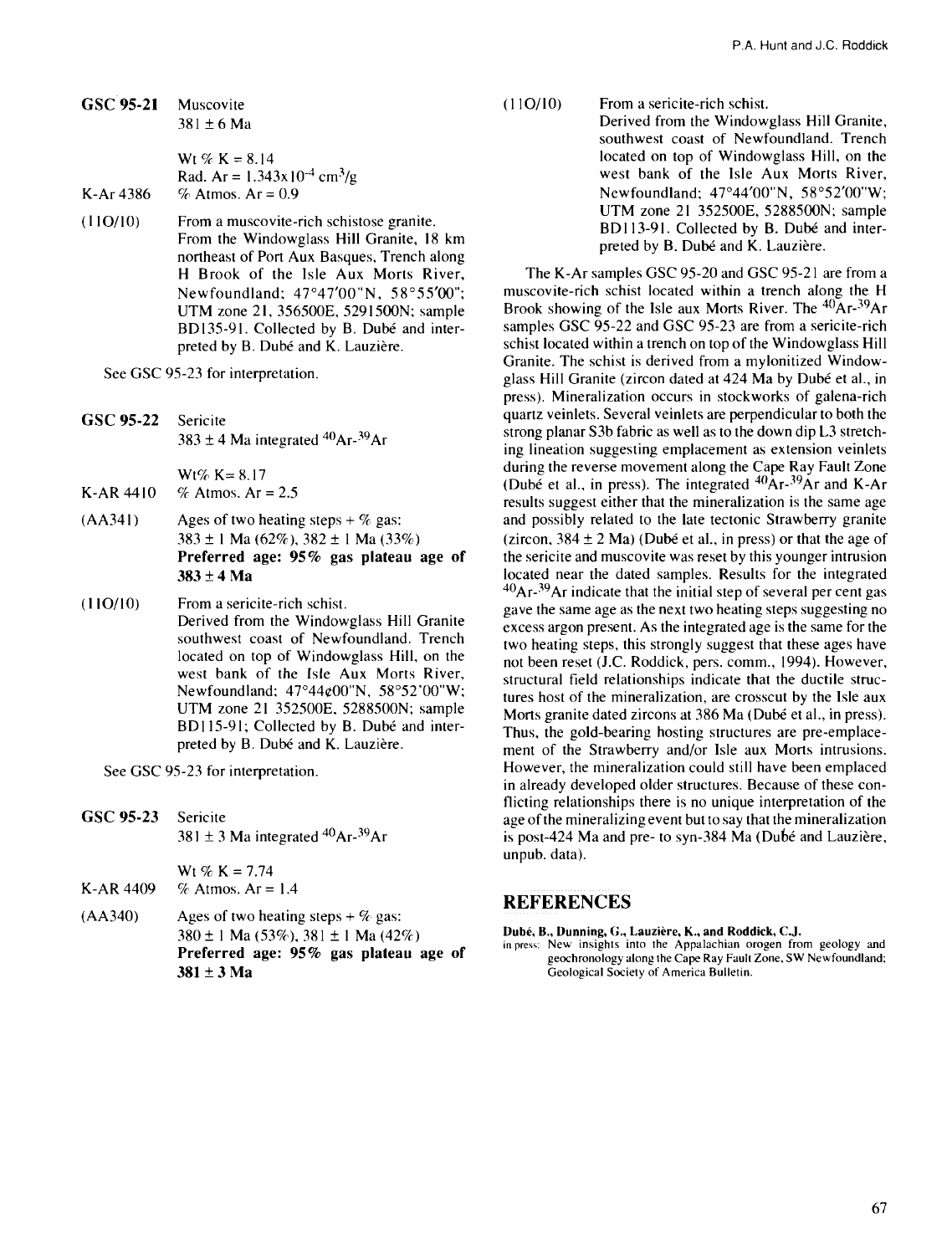**GSC 95-21** Muscovite
381 ± 6 Ma

Wt % K = 8.14
Rad. Ar = $1.343 \times 10^{-4}$ $cm^3/g$

K-Ar 4386 % Atmos. Ar = 0.9

(110/10) From a muscovite-rich schistose granite. From the Windowglass Hill Granite, 18 km northeast of Port Aux Basques, Trench along H Brook of the Isle Aux Morts River, Newfoundland; 47°47'00"N, 58°55'00"; UTM zone 21, 356500E, 5291500N; sample BD135-91. Collected by B. Dubé and interpreted by B. Dubé and K. Lauzière.

See GSC 95-23 for interpretation.

**GSC 95-22** Sericite
383 ± 4 Ma integrated $^{40}Ar$-$^{39}Ar$

Wt% K= 8.17

K-AR 4410 % Atmos. Ar = 2.5

(AA341) Ages of two heating steps + % gas:
383 ± 1 Ma (62%), 382 ± 1 Ma (33%)
**Preferred age: 95% gas plateau age of 383 ± 4 Ma**

(110/10) From a sericite-rich schist.
Derived from the Windowglass Hill Granite southwest coast of Newfoundland. Trench located on top of Windowglass Hill, on the west bank of the Isle Aux Morts River, Newfoundland; 47°44¢00"N, 58°52'00"W; UTM zone 21 352500E, 5288500N; sample BD115-91; Collected by B. Dubé and interpreted by B. Dubé and K. Lauzière.

See GSC 95-23 for interpretation.

**GSC 95-23** Sericite
381 ± 3 Ma integrated $^{40}Ar$-$^{39}Ar$

Wt % K = 7.74

K-AR 4409 % Atmos. Ar = 1.4

(AA340) Ages of two heating steps + % gas:
380 ± 1 Ma (53%), 381 ± 1 Ma (42%)
**Preferred age: 95% gas plateau age of 381 ± 3 Ma**

(110/10) From a sericite-rich schist.
Derived from the Windowglass Hill Granite, southwest coast of Newfoundland. Trench located on top of Windowglass Hill, on the west bank of the Isle Aux Morts River, Newfoundland; 47°44'00"N, 58°52'00"W; UTM zone 21 352500E, 5288500N; sample BD113-91. Collected by B. Dubé and interpreted by B. Dubé and K. Lauzière.

The K-Ar samples GSC 95-20 and GSC 95-21 are from a muscovite-rich schist located within a trench along the H Brook showing of the Isle aux Morts River. The $^{40}Ar$-$^{39}Ar$ samples GSC 95-22 and GSC 95-23 are from a sericite-rich schist located within a trench on top of the Windowglass Hill Granite. The schist is derived from a mylonitized Windowglass Hill Granite (zircon dated at 424 Ma by Dubé et al., in press). Mineralization occurs in stockworks of galena-rich quartz veinlets. Several veinlets are perpendicular to both the strong planar S3b fabric as well as to the down dip L3 stretching lineation suggesting emplacement as extension veinlets during the reverse movement along the Cape Ray Fault Zone (Dubé et al., in press). The integrated $^{40}Ar$-$^{39}Ar$ and K-Ar results suggest either that the mineralization is the same age and possibly related to the late tectonic Strawberry granite (zircon, 384 ± 2 Ma) (Dubé et al., in press) or that the age of the sericite and muscovite was reset by this younger intrusion located near the dated samples. Results for the integrated $^{40}Ar$-$^{39}Ar$ indicate that the initial step of several per cent gas gave the same age as the next two heating steps suggesting no excess argon present. As the integrated age is the same for the two heating steps, this strongly suggest that these ages have not been reset (J.C. Roddick, pers. comm., 1994). However, structural field relationships indicate that the ductile structures host of the mineralization, are crosscut by the Isle aux Morts granite dated zircons at 386 Ma (Dubé et al., in press). Thus, the gold-bearing hosting structures are pre-emplacement of the Strawberry and/or Isle aux Morts intrusions. However, the mineralization could still have been emplaced in already developed older structures. Because of these conflicting relationships there is no unique interpretation of the age of the mineralizing event but to say that the mineralization is post-424 Ma and pre- to syn-384 Ma (Dubé and Lauzière, unpub. data).

## REFERENCES

**Dubé, B., Dunning, G., Lauzière, K., and Roddick, C.J.**
in press: New insights into the Appalachian orogen from geology and geochronology along the Cape Ray Fault Zone, SW Newfoundland; Geological Society of America Bulletin.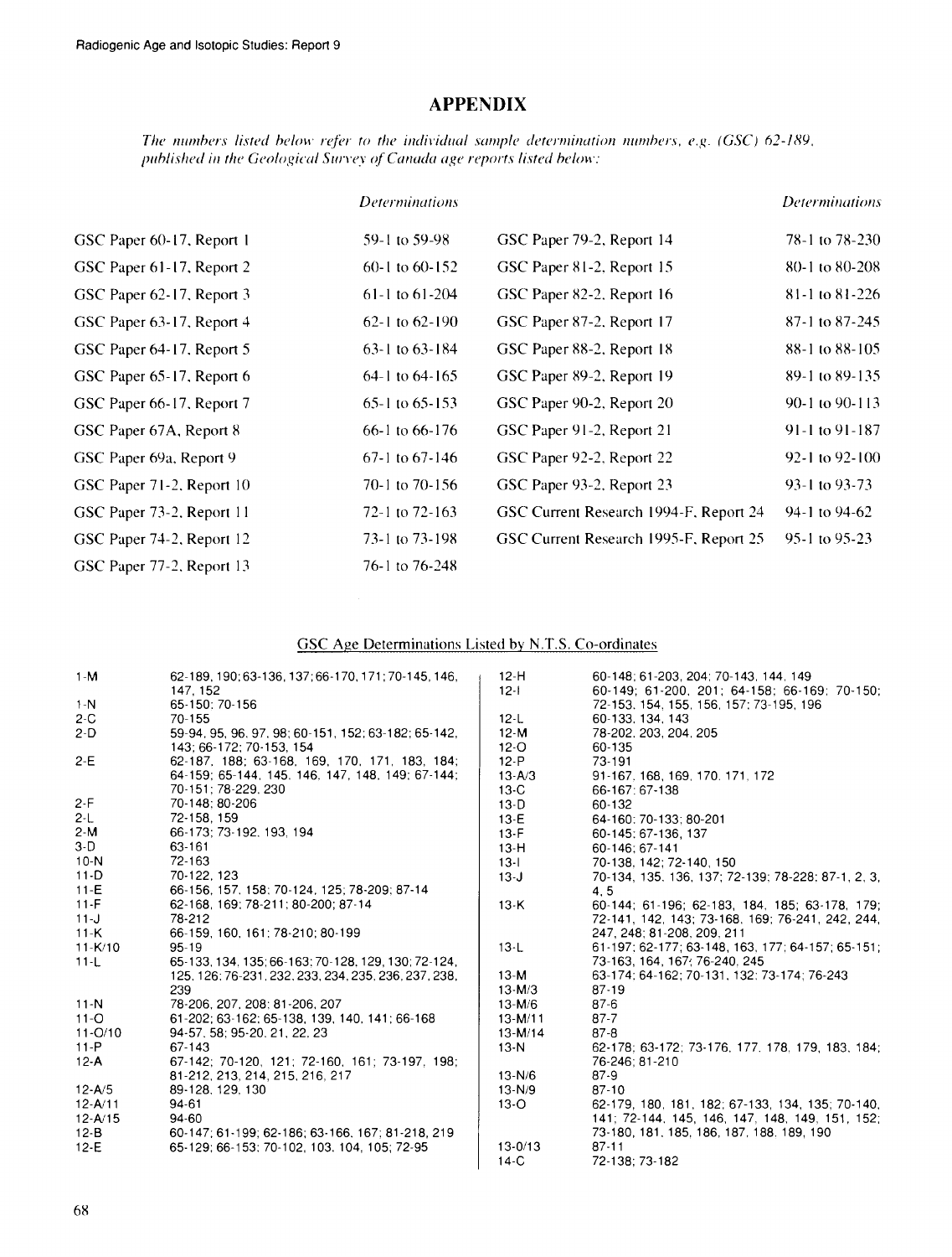# APPENDIX

*The numbers listed below refer to the individual sample determination numbers, e.g. (GSC) 62-189, published in the Geological Survey of Canada age reports listed below:*

| | Determinations | | Determinations |
|---|---|---|---|
| GSC Paper 60-17, Report 1 | 59-1 to 59-98 | GSC Paper 79-2, Report 14 | 78-1 to 78-230 |
| GSC Paper 61-17, Report 2 | 60-1 to 60-152 | GSC Paper 81-2, Report 15 | 80-1 to 80-208 |
| GSC Paper 62-17, Report 3 | 61-1 to 61-204 | GSC Paper 82-2, Report 16 | 81-1 to 81-226 |
| GSC Paper 63-17, Report 4 | 62-1 to 62-190 | GSC Paper 87-2, Report 17 | 87-1 to 87-245 |
| GSC Paper 64-17, Report 5 | 63-1 to 63-184 | GSC Paper 88-2, Report 18 | 88-1 to 88-105 |
| GSC Paper 65-17, Report 6 | 64-1 to 64-165 | GSC Paper 89-2, Report 19 | 89-1 to 89-135 |
| GSC Paper 66-17, Report 7 | 65-1 to 65-153 | GSC Paper 90-2, Report 20 | 90-1 to 90-113 |
| GSC Paper 67A, Report 8 | 66-1 to 66-176 | GSC Paper 91-2, Report 21 | 91-1 to 91-187 |
| GSC Paper 69a, Report 9 | 67-1 to 67-146 | GSC Paper 92-2, Report 22 | 92-1 to 92-100 |
| GSC Paper 71-2, Report 10 | 70-1 to 70-156 | GSC Paper 93-2, Report 23 | 93-1 to 93-73 |
| GSC Paper 73-2, Report 11 | 72-1 to 72-163 | GSC Current Research 1994-F, Report 24 | 94-1 to 94-62 |
| GSC Paper 74-2, Report 12 | 73-1 to 73-198 | GSC Current Research 1995-F, Report 25 | 95-1 to 95-23 |
| GSC Paper 77-2, Report 13 | 76-1 to 76-248 | | |

## GSC Age Determinations Listed by N.T.S. Co-ordinates

| N.T.S. | Determinations |
|---|---|
| 1-M | 62-189, 190; 63-136, 137; 66-170, 171; 70-145, 146, 147, 152 |
| 1-N | 65-150; 70-156 |
| 2-C | 70-155 |
| 2-D | 59-94, 95, 96, 97, 98; 60-151, 152; 63-182; 65-142, 143; 66-172; 70-153, 154 |
| 2-E | 62-187, 188; 63-168, 169, 170, 171, 183, 184; 64-159; 65-144, 145, 146, 147, 148, 149; 67-144; 70-151; 78-229, 230 |
| 2-F | 70-148; 80-206 |
| 2-L | 72-158, 159 |
| 2-M | 66-173; 73-192, 193, 194 |
| 3-D | 63-161 |
| 10-N | 72-163 |
| 11-D | 70-122, 123 |
| 11-E | 66-156, 157, 158; 70-124, 125; 78-209; 87-14 |
| 11-F | 62-168, 169; 78-211; 80-200; 87-14 |
| 11-J | 78-212 |
| 11-K | 66-159, 160, 161; 78-210; 80-199 |
| 11-K/10 | 95-19 |
| 11-L | 65-133, 134, 135; 66-163; 70-128, 129, 130; 72-124, 125, 126; 76-231, 232, 233, 234, 235, 236, 237, 238, 239 |
| 11-N | 78-206, 207, 208; 81-206, 207 |
| 11-O | 61-202; 63-162; 65-138, 139, 140, 141; 66-168 |
| 11-O/10 | 94-57, 58; 95-20, 21, 22, 23 |
| 11-P | 67-143 |
| 12-A | 67-142; 70-120, 121; 72-160, 161; 73-197, 198; 81-212, 213, 214, 215, 216, 217 |
| 12-A/5 | 89-128, 129, 130 |
| 12-A/11 | 94-61 |
| 12-A/15 | 94-60 |
| 12-B | 60-147; 61-199; 62-186; 63-166, 167; 81-218, 219 |
| 12-E | 65-129; 66-153; 70-102, 103, 104, 105; 72-95 |
| 12-H | 60-148; 61-203, 204; 70-143, 144, 149 |
| 12-I | 60-149; 61-200, 201; 64-158; 66-169; 70-150; 72-153, 154, 155, 156, 157; 73-195, 196 |
| 12-L | 60-133, 134, 143 |
| 12-M | 78-202, 203, 204, 205 |
| 12-O | 60-135 |
| 12-P | 73-191 |
| 13-A/3 | 91-167, 168, 169, 170, 171, 172 |
| 13-C | 66-167; 67-138 |
| 13-D | 60-132 |
| 13-E | 64-160; 70-133; 80-201 |
| 13-F | 60-145; 67-136, 137 |
| 13-H | 60-146; 67-141 |
| 13-I | 70-138, 142; 72-140, 150 |
| 13-J | 70-134, 135, 136, 137; 72-139; 78-228; 87-1, 2, 3, 4, 5 |
| 13-K | 60-144; 61-196; 62-183, 184, 185; 63-178, 179; 72-141, 142, 143; 73-168, 169; 76-241, 242, 244, 247, 248; 81-208, 209, 211 |
| 13-L | 61-197; 62-177; 63-148, 163, 177; 64-157; 65-151; 73-163, 164, 167; 76-240, 245 |
| 13-M | 63-174; 64-162; 70-131, 132; 73-174; 76-243 |
| 13-M/3 | 87-19 |
| 13-M/6 | 87-6 |
| 13-M/11 | 87-7 |
| 13-M/14 | 87-8 |
| 13-N | 62-178; 63-172; 73-176, 177, 178, 179, 183, 184; 76-246; 81-210 |
| 13-N/6 | 87-9 |
| 13-N/9 | 87-10 |
| 13-O | 62-179, 180, 181, 182; 67-133, 134, 135; 70-140, 141; 72-144, 145, 146, 147, 148, 149, 151, 152; 73-180, 181, 185, 186, 187, 188, 189, 190 |
| 13-0/13 | 87-11 |
| 14-C | 72-138; 73-182 |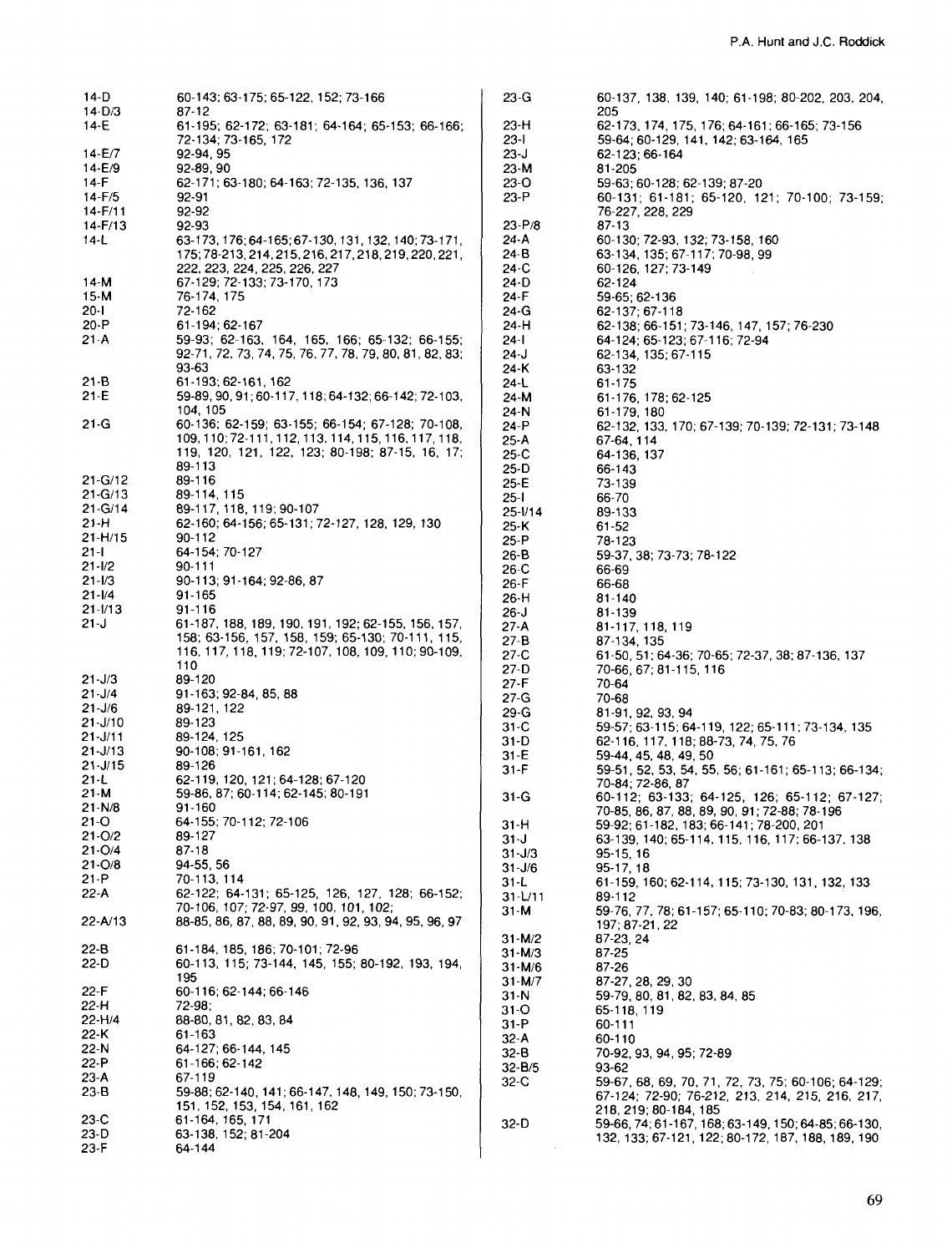| | |
|---|---|
| 14-D | 60-143; 63-175; 65-122, 152; 73-166 |
| 14-D/3 | 87-12 |
| 14-E | 61-195; 62-172; 63-181; 64-164; 65-153; 66-166; 72-134; 73-165, 172 |
| 14-E/7 | 92-94, 95 |
| 14-E/9 | 92-89, 90 |
| 14-F | 62-171; 63-180; 64-163; 72-135, 136, 137 |
| 14-F/5 | 92-91 |
| 14-F/11 | 92-92 |
| 14-F/13 | 92-93 |
| 14-L | 63-173, 176; 64-165; 67-130, 131, 132, 140; 73-171, 175; 78-213, 214, 215, 216, 217, 218, 219, 220, 221, 222, 223, 224, 225, 226, 227 |
| 14-M | 67-129; 72-133; 73-170, 173 |
| 15-M | 76-174, 175 |
| 20-I | 72-162 |
| 20-P | 61-194; 62-167 |
| 21-A | 59-93; 62-163, 164, 165, 166; 65-132; 66-155; 92-71, 72, 73, 74, 75, 76, 77, 78, 79, 80, 81, 82, 83; 93-63 |
| 21-B | 61-193; 62-161, 162 |
| 21-E | 59-89, 90, 91; 60-117, 118; 64-132; 66-142; 72-103, 104, 105 |
| 21-G | 60-136; 62-159; 63-155; 66-154; 67-128; 70-108, 109, 110; 72-111, 112, 113, 114, 115, 116, 117, 118, 119, 120, 121, 122, 123; 80-198; 87-15, 16, 17; 89-113 |
| 21-G/12 | 89-116 |
| 21-G/13 | 89-114, 115 |
| 21-G/14 | 89-117, 118, 119; 90-107 |
| 21-H | 62-160; 64-156; 65-131; 72-127, 128, 129, 130 |
| 21-H/15 | 90-112 |
| 21-I | 64-154; 70-127 |
| 21-I/2 | 90-111 |
| 21-I/3 | 90-113; 91-164; 92-86, 87 |
| 21-I/4 | 91-165 |
| 21-I/13 | 91-116 |
| 21-J | 61-187, 188, 189, 190, 191, 192; 62-155, 156, 157, 158; 63-156, 157, 158, 159; 65-130; 70-111, 115, 116, 117, 118, 119; 72-107, 108, 109, 110; 90-109, 110 |
| 21-J/3 | 89-120 |
| 21-J/4 | 91-163; 92-84, 85, 88 |
| 21-J/6 | 89-121, 122 |
| 21-J/10 | 89-123 |
| 21-J/11 | 89-124, 125 |
| 21-J/13 | 90-108; 91-161, 162 |
| 21-J/15 | 89-126 |
| 21-L | 62-119, 120, 121; 64-128; 67-120 |
| 21-M | 59-86, 87; 60-114; 62-145; 80-191 |
| 21-N/8 | 91-160 |
| 21-O | 64-155; 70-112; 72-106 |
| 21-O/2 | 89-127 |
| 21-O/4 | 87-18 |
| 21-O/8 | 94-55, 56 |
| 21-P | 70-113, 114 |
| 22-A | 62-122; 64-131; 65-125, 126, 127, 128; 66-152; 70-106, 107; 72-97, 99, 100, 101, 102; |
| 22-A/13 | 88-85, 86, 87, 88, 89, 90, 91, 92, 93, 94, 95, 96, 97 |
| 22-B | 61-184, 185, 186; 70-101; 72-96 |
| 22-D | 60-113, 115; 73-144, 145, 155; 80-192, 193, 194, 195 |
| 22-F | 60-116; 62-144; 66-146 |
| 22-H | 72-98; |
| 22-H/4 | 88-80, 81, 82, 83, 84 |
| 22-K | 61-163 |
| 22-N | 64-127; 66-144, 145 |
| 22-P | 61-166; 62-142 |
| 23-A | 67-119 |
| 23-B | 59-88; 62-140, 141; 66-147, 148, 149, 150; 73-150, 151, 152, 153, 154, 161, 162 |
| 23-C | 61-164, 165, 171 |
| 23-D | 63-138, 152; 81-204 |
| 23-F | 64-144 |
| 23-G | 60-137, 138, 139, 140; 61-198; 80-202, 203, 204, 205 |
| 23-H | 62-173, 174, 175, 176; 64-161; 66-165; 73-156 |
| 23-I | 59-64; 60-129, 141, 142; 63-164, 165 |
| 23-J | 62-123; 66-164 |
| 23-M | 81-205 |
| 23-O | 59-63; 60-128; 62-139; 87-20 |
| 23-P | 60-131; 61-181; 65-120, 121; 70-100; 73-159; 76-227, 228, 229 |
| 23-P/8 | 87-13 |
| 24-A | 60-130; 72-93, 132; 73-158, 160 |
| 24-B | 63-134, 135; 67-117; 70-98, 99 |
| 24-C | 60-126, 127; 73-149 |
| 24-D | 62-124 |
| 24-F | 59-65; 62-136 |
| 24-G | 62-137; 67-118 |
| 24-H | 62-138; 66-151; 73-146, 147, 157; 76-230 |
| 24-I | 64-124; 65-123; 67-116; 72-94 |
| 24-J | 62-134, 135; 67-115 |
| 24-K | 63-132 |
| 24-L | 61-175 |
| 24-M | 61-176, 178; 62-125 |
| 24-N | 61-179, 180 |
| 24-P | 62-132, 133, 170; 67-139; 70-139; 72-131; 73-148 |
| 25-A | 67-64, 114 |
| 25-C | 64-136, 137 |
| 25-D | 66-143 |
| 25-E | 73-139 |
| 25-I | 66-70 |
| 25-I/14 | 89-133 |
| 25-K | 61-52 |
| 25-P | 78-123 |
| 26-B | 59-37, 38; 73-73; 78-122 |
| 26-C | 66-69 |
| 26-F | 66-68 |
| 26-H | 81-140 |
| 26-J | 81-139 |
| 27-A | 81-117, 118, 119 |
| 27-B | 87-134, 135 |
| 27-C | 61-50, 51; 64-36; 70-65; 72-37, 38; 87-136, 137 |
| 27-D | 70-66, 67; 81-115, 116 |
| 27-F | 70-64 |
| 27-G | 70-68 |
| 29-G | 81-91, 92, 93, 94 |
| 31-C | 59-57; 63-115; 64-119, 122; 65-111; 73-134, 135 |
| 31-D | 62-116, 117, 118; 88-73, 74, 75, 76 |
| 31-E | 59-44, 45, 48, 49, 50 |
| 31-F | 59-51, 52, 53, 54, 55, 56; 61-161; 65-113; 66-134; 70-84; 72-86, 87 |
| 31-G | 60-112; 63-133; 64-125, 126; 65-112; 67-127; 70-85, 86, 87, 88, 89, 90, 91; 72-88; 78-196 |
| 31-H | 59-92; 61-182, 183; 66-141; 78-200, 201 |
| 31-J | 63-139, 140; 65-114, 115, 116, 117; 66-137, 138 |
| 31-J/3 | 95-15, 16 |
| 31-J/6 | 95-17, 18 |
| 31-L | 61-159, 160; 62-114, 115; 73-130, 131, 132, 133 |
| 31-L/11 | 89-112 |
| 31-M | 59-76, 77, 78; 61-157; 65-110; 70-83; 80-173, 196, 197; 87-21, 22 |
| 31-M/2 | 87-23, 24 |
| 31-M/3 | 87-25 |
| 31-M/6 | 87-26 |
| 31-M/7 | 87-27, 28, 29, 30 |
| 31-N | 59-79, 80, 81, 82, 83, 84, 85 |
| 31-O | 65-118, 119 |
| 31-P | 60-111 |
| 32-A | 60-110 |
| 32-B | 70-92, 93, 94, 95; 72-89 |
| 32-B/5 | 93-62 |
| 32-C | 59-67, 68, 69, 70, 71, 72, 73, 75; 60-106; 64-129; 67-124; 72-90; 76-212, 213, 214, 215, 216, 217, 218, 219; 80-184, 185 |
| 32-D | 59-66, 74; 61-167, 168; 63-149, 150; 64-85; 66-130, 132, 133; 67-121, 122; 80-172, 187, 188, 189, 190 |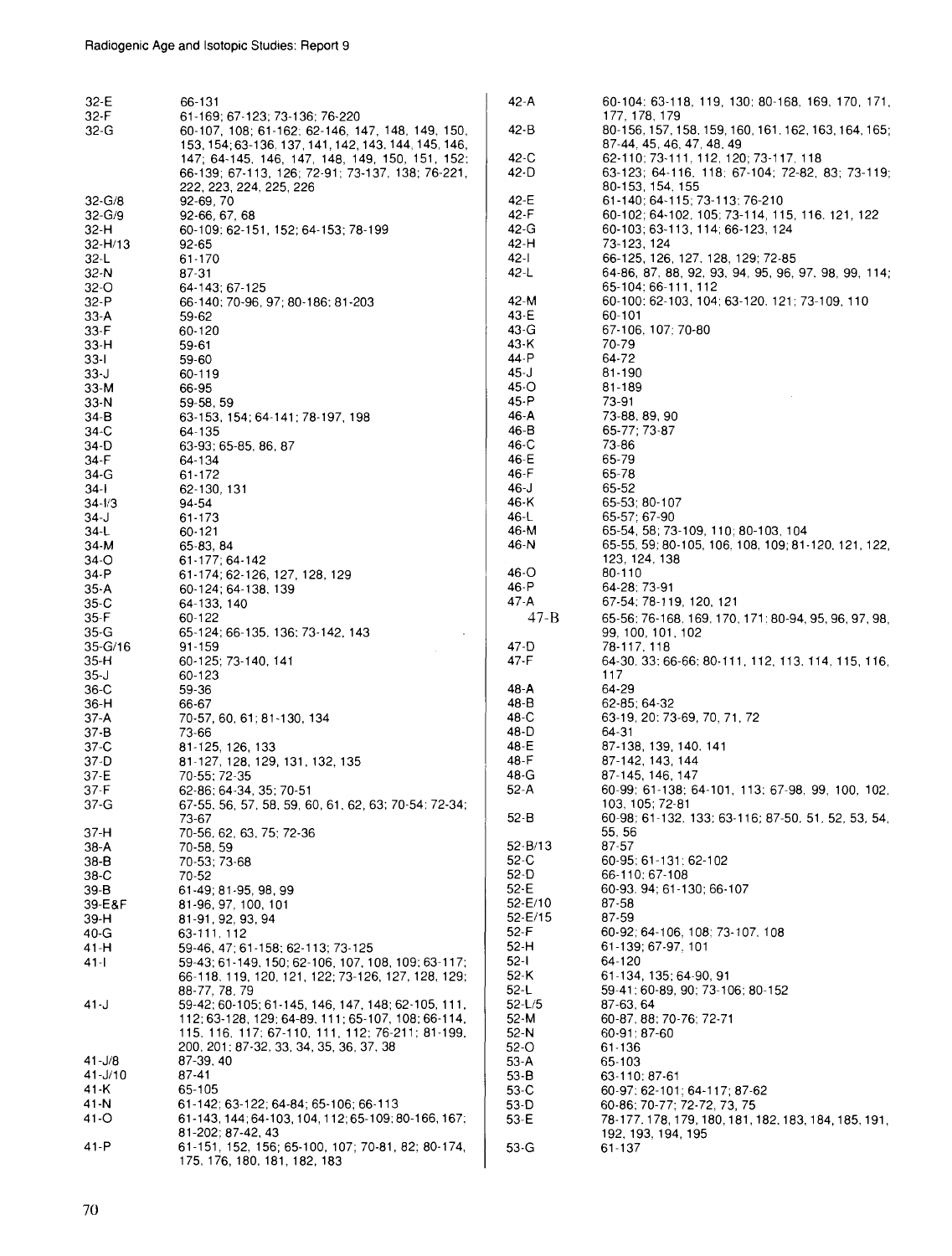| | |
|---|---|
| 32-E | 66-131 |
| 32-F | 61-169; 67-123; 73-136; 76-220 |
| 32-G | 60-107, 108; 61-162; 62-146, 147, 148, 149, 150, 153, 154; 63-136, 137, 141, 142, 143, 144, 145, 146, 147; 64-145, 146, 147, 148, 149, 150, 151, 152; 66-139; 67-113, 126; 72-91; 73-137, 138; 76-221, 222, 223, 224, 225, 226 |
| 32-G/8 | 92-69, 70 |
| 32-G/9 | 92-66, 67, 68 |
| 32-H | 60-109; 62-151, 152; 64-153; 78-199 |
| 32-H/13 | 92-65 |
| 32-L | 61-170 |
| 32-N | 87-31 |
| 32-O | 64-143; 67-125 |
| 32-P | 66-140; 70-96, 97; 80-186; 81-203 |
| 33-A | 59-62 |
| 33-F | 60-120 |
| 33-H | 59-61 |
| 33-I | 59-60 |
| 33-J | 60-119 |
| 33-M | 66-95 |
| 33-N | 59-58, 59 |
| 34-B | 63-153, 154; 64-141; 78-197, 198 |
| 34-C | 64-135 |
| 34-D | 63-93; 65-85, 86, 87 |
| 34-F | 64-134 |
| 34-G | 61-172 |
| 34-I | 62-130, 131 |
| 34-I/3 | 94-54 |
| 34-J | 61-173 |
| 34-L | 60-121 |
| 34-M | 65-83, 84 |
| 34-O | 61-177; 64-142 |
| 34-P | 61-174; 62-126, 127, 128, 129 |
| 35-A | 60-124; 64-138, 139 |
| 35-C | 64-133, 140 |
| 35-F | 60-122 |
| 35-G | 65-124; 66-135, 136; 73-142, 143 |
| 35-G/16 | 91-159 |
| 35-H | 60-125; 73-140, 141 |
| 35-J | 60-123 |
| 36-C | 59-36 |
| 36-H | 66-67 |
| 37-A | 70-57, 60, 61; 81-130, 134 |
| 37-B | 73-66 |
| 37-C | 81-125, 126, 133 |
| 37-D | 81-127, 128, 129, 131, 132, 135 |
| 37-E | 70-55; 72-35 |
| 37-F | 62-86; 64-34, 35; 70-51 |
| 37-G | 67-55, 56, 57, 58, 59, 60, 61, 62, 63; 70-54; 72-34; 73-67 |
| 37-H | 70-56, 62, 63, 75; 72-36 |
| 38-A | 70-58, 59 |
| 38-B | 70-53; 73-68 |
| 38-C | 70-52 |
| 39-B | 61-49; 81-95, 98, 99 |
| 39-E&F | 81-96, 97, 100, 101 |
| 39-H | 81-91, 92, 93, 94 |
| 40-G | 63-111, 112 |
| 41-H | 59-46, 47; 61-158; 62-113; 73-125 |
| 41-I | 59-43; 61-149, 150; 62-106, 107, 108, 109; 63-117; 66-118, 119, 120, 121, 122; 73-126, 127, 128, 129; 88-77, 78, 79 |
| 41-J | 59-42; 60-105; 61-145, 146, 147, 148; 62-105, 111, 112; 63-128, 129; 64-89, 111; 65-107, 108; 66-114, 115, 116, 117; 67-110, 111, 112; 76-211; 81-199, 200, 201; 87-32, 33, 34, 35, 36, 37, 38 |
| 41-J/8 | 87-39, 40 |
| 41-J/10 | 87-41 |
| 41-K | 65-105 |
| 41-N | 61-142; 63-122; 64-84; 65-106; 66-113 |
| 41-O | 61-143, 144; 64-103, 104, 112; 65-109; 80-166, 167; 81-202; 87-42, 43 |
| 41-P | 61-151, 152, 156; 65-100, 107; 70-81, 82; 80-174, 175, 176, 180, 181, 182, 183 |
| 42-A | 60-104; 63-118, 119, 130; 80-168, 169, 170, 171, 177, 178, 179 |
| 42-B | 80-156, 157, 158, 159, 160, 161, 162, 163, 164, 165; 87-44, 45, 46, 47, 48, 49 |
| 42-C | 62-110; 73-111, 112, 120; 73-117, 118 |
| 42-D | 63-123; 64-116, 118; 67-104; 72-82, 83; 73-119; 80-153, 154, 155 |
| 42-E | 61-140; 64-115; 73-113; 76-210 |
| 42-F | 60-102; 64-102, 105; 73-114, 115, 116, 121, 122 |
| 42-G | 60-103; 63-113, 114; 66-123, 124 |
| 42-H | 73-123, 124 |
| 42-I | 66-125, 126, 127, 128, 129; 72-85 |
| 42-L | 64-86, 87, 88, 92, 93, 94, 95, 96, 97, 98, 99, 114; 65-104; 66-111, 112 |
| 42-M | 60-100; 62-103, 104; 63-120, 121; 73-109, 110 |
| 43-E | 60-101 |
| 43-G | 67-106, 107; 70-80 |
| 43-K | 70-79 |
| 44-P | 64-72 |
| 45-J | 81-190 |
| 45-O | 81-189 |
| 45-P | 73-91 |
| 46-A | 73-88, 89, 90 |
| 46-B | 65-77; 73-87 |
| 46-C | 73-86 |
| 46-E | 65-79 |
| 46-F | 65-78 |
| 46-J | 65-52 |
| 46-K | 65-53; 80-107 |
| 46-L | 65-57; 67-90 |
| 46-M | 65-54, 58; 73-109, 110; 80-103, 104 |
| 46-N | 65-55, 59; 80-105, 106, 108, 109; 81-120, 121, 122, 123, 124, 138 |
| 46-O | 80-110 |
| 46-P | 64-28; 73-91 |
| 47-A | 67-54; 78-119, 120, 121 |
| 47-B | 65-56; 76-168, 169, 170, 171; 80-94, 95, 96, 97, 98, 99, 100, 101, 102 |
| 47-D | 78-117, 118 |
| 47-F | 64-30, 33; 66-66; 80-111, 112, 113, 114, 115, 116, 117 |
| 48-A | 64-29 |
| 48-B | 62-85; 64-32 |
| 48-C | 63-19, 20; 73-69, 70, 71, 72 |
| 48-D | 64-31 |
| 48-E | 87-138, 139, 140, 141 |
| 48-F | 87-142, 143, 144 |
| 48-G | 87-145, 146, 147 |
| 52-A | 60-99; 61-138; 64-101, 113; 67-98, 99, 100, 102, 103, 105; 72-81 |
| 52-B | 60-98; 61-132, 133; 63-116; 87-50, 51, 52, 53, 54, 55, 56 |
| 52-B/13 | 87-57 |
| 52-C | 60-95; 61-131; 62-102 |
| 52-D | 66-110; 67-108 |
| 52-E | 60-93, 94; 61-130; 66-107 |
| 52-E/10 | 87-58 |
| 52-E/15 | 87-59 |
| 52-F | 60-92; 64-106, 108; 73-107, 108 |
| 52-H | 61-139; 67-97, 101 |
| 52-I | 64-120 |
| 52-K | 61-134, 135; 64-90, 91 |
| 52-L | 59-41; 60-89, 90; 73-106; 80-152 |
| 52-L/5 | 87-63, 64 |
| 52-M | 60-87, 88; 70-76; 72-71 |
| 52-N | 60-91; 87-60 |
| 52-O | 61-136 |
| 53-A | 65-103 |
| 53-B | 63-110; 87-61 |
| 53-C | 60-97; 62-101; 64-117; 87-62 |
| 53-D | 60-86; 70-77; 72-72, 73, 75 |
| 53-E | 78-177, 178, 179, 180, 181, 182, 183, 184, 185, 191, 192, 193, 194, 195 |
| 53-G | 61-137 |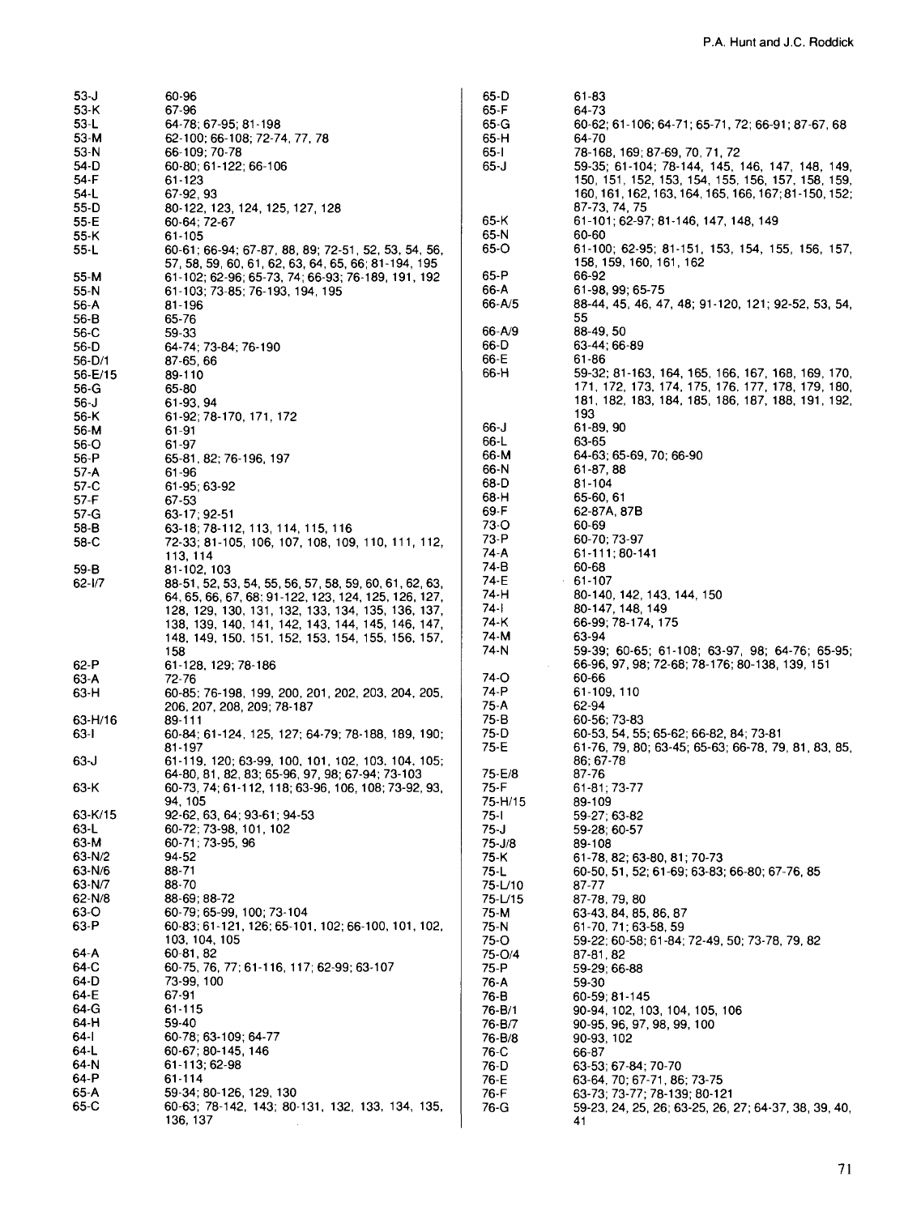| | |
|---|---|
| 53-J | 60-96 |
| 53-K | 67-96 |
| 53-L | 64-78; 67-95; 81-198 |
| 53-M | 62-100; 66-108; 72-74, 77, 78 |
| 53-N | 66-109; 70-78 |
| 54-D | 60-80; 61-122; 66-106 |
| 54-F | 61-123 |
| 54-L | 67-92, 93 |
| 55-D | 80-122, 123, 124, 125, 127, 128 |
| 55-E | 60-64; 72-67 |
| 55-K | 61-105 |
| 55-L | 60-61; 66-94; 67-87, 88, 89; 72-51, 52, 53, 54, 56, 57, 58, 59, 60, 61, 62, 63, 64, 65, 66; 81-194, 195 |
| 55-M | 61-102; 62-96; 65-73, 74; 66-93; 76-189, 191, 192 |
| 55-N | 61-103; 73-85; 76-193, 194, 195 |
| 56-A | 81-196 |
| 56-B | 65-76 |
| 56-C | 59-33 |
| 56-D | 64-74; 73-84; 76-190 |
| 56-D/1 | 87-65, 66 |
| 56-E/15 | 89-110 |
| 56-G | 65-80 |
| 56-J | 61-93, 94 |
| 56-K | 61-92; 78-170, 171, 172 |
| 56-M | 61-91 |
| 56-O | 61-97 |
| 56-P | 65-81, 82; 76-196, 197 |
| 57-A | 61-96 |
| 57-C | 61-95; 63-92 |
| 57-F | 67-53 |
| 57-G | 63-17; 92-51 |
| 58-B | 63-18; 78-112, 113, 114, 115, 116 |
| 58-C | 72-33; 81-105, 106, 107, 108, 109, 110, 111, 112, 113, 114 |
| 59-B | 81-102, 103 |
| 62-I/7 | 88-51, 52, 53, 54, 55, 56, 57, 58, 59, 60, 61, 62, 63, 64, 65, 66, 67, 68; 91-122, 123, 124, 125, 126, 127, 128, 129, 130, 131, 132, 133, 134, 135, 136, 137, 138, 139, 140, 141, 142, 143, 144, 145, 146, 147, 148, 149, 150, 151, 152, 153, 154, 155, 156, 157, 158 |
| 62-P | 61-128, 129; 78-186 |
| 63-A | 72-76 |
| 63-H | 60-85; 76-198, 199, 200, 201, 202, 203, 204, 205, 206, 207, 208, 209; 78-187 |
| 63-H/16 | 89-111 |
| 63-I | 60-84; 61-124, 125, 127; 64-79; 78-188, 189, 190; 81-197 |
| 63-J | 61-119, 120; 63-99, 100, 101, 102, 103, 104, 105; 64-80, 81, 82, 83; 65-96, 97, 98; 67-94; 73-103 |
| 63-K | 60-73, 74; 61-112, 118; 63-96, 106, 108; 73-92, 93, 94, 105 |
| 63-K/15 | 92-62, 63, 64; 93-61; 94-53 |
| 63-L | 60-72; 73-98, 101, 102 |
| 63-M | 60-71; 73-95, 96 |
| 63-N/2 | 94-52 |
| 63-N/6 | 88-71 |
| 63-N/7 | 88-70 |
| 62-N/8 | 88-69; 88-72 |
| 63-O | 60-79; 65-99, 100; 73-104 |
| 63-P | 60-83; 61-121, 126; 65-101, 102; 66-100, 101, 102, 103, 104, 105 |
| 64-A | 60-81, 82 |
| 64-C | 60-75, 76, 77; 61-116, 117; 62-99; 63-107 |
| 64-D | 73-99, 100 |
| 64-E | 67-91 |
| 64-G | 61-115 |
| 64-H | 59-40 |
| 64-I | 60-78; 63-109; 64-77 |
| 64-L | 60-67; 80-145, 146 |
| 64-N | 61-113; 62-98 |
| 64-P | 61-114 |
| 65-A | 59-34; 80-126, 129, 130 |
| 65-C | 60-63; 78-142, 143; 80-131, 132, 133, 134, 135, 136, 137 |
| 65-D | 61-83 |
| 65-F | 64-73 |
| 65-G | 60-62; 61-106; 64-71; 65-71, 72; 66-91; 87-67, 68 |
| 65-H | 64-70 |
| 65-I | 78-168, 169; 87-69, 70, 71, 72 |
| 65-J | 59-35; 61-104; 78-144, 145, 146, 147, 148, 149, 150, 151, 152, 153, 154, 155, 156, 157, 158, 159, 160, 161, 162, 163, 164, 165, 166, 167; 81-150, 152; 87-73, 74, 75 |
| 65-K | 61-101; 62-97; 81-146, 147, 148, 149 |
| 65-N | 60-60 |
| 65-O | 61-100; 62-95; 81-151, 153, 154, 155, 156, 157, 158, 159, 160, 161, 162 |
| 65-P | 66-92 |
| 66-A | 61-98, 99; 65-75 |
| 66-A/5 | 88-44, 45, 46, 47, 48; 91-120, 121; 92-52, 53, 54, 55 |
| 66-A/9 | 88-49, 50 |
| 66-D | 63-44; 66-89 |
| 66-E | 61-86 |
| 66-H | 59-32; 81-163, 164, 165, 166, 167, 168, 169, 170, 171, 172, 173, 174, 175, 176, 177, 178, 179, 180, 181, 182, 183, 184, 185, 186, 187, 188, 191, 192, 193 |
| 66-J | 61-89, 90 |
| 66-L | 63-65 |
| 66-M | 64-63; 65-69, 70; 66-90 |
| 66-N | 61-87, 88 |
| 68-D | 81-104 |
| 68-H | 65-60, 61 |
| 69-F | 62-87A, 87B |
| 73-O | 60-69 |
| 73-P | 60-70; 73-97 |
| 74-A | 61-111; 80-141 |
| 74-B | 60-68 |
| 74-E | 61-107 |
| 74-H | 80-140, 142, 143, 144, 150 |
| 74-I | 80-147, 148, 149 |
| 74-K | 66-99; 78-174, 175 |
| 74-M | 63-94 |
| 74-N | 59-39; 60-65; 61-108; 63-97, 98; 64-76; 65-95; 66-96, 97, 98; 72-68; 78-176; 80-138, 139, 151 |
| 74-O | 60-66 |
| 74-P | 61-109, 110 |
| 75-A | 62-94 |
| 75-B | 60-56; 73-83 |
| 75-D | 60-53, 54, 55; 65-62; 66-82, 84; 73-81 |
| 75-E | 61-76, 79, 80; 63-45; 65-63; 66-78, 79, 81, 83, 85, 86; 67-78 |
| 75-E/8 | 87-76 |
| 75-F | 61-81; 73-77 |
| 75-H/15 | 89-109 |
| 75-I | 59-27; 63-82 |
| 75-J | 59-28; 60-57 |
| 75-J/8 | 89-108 |
| 75-K | 61-78, 82; 63-80, 81; 70-73 |
| 75-L | 60-50, 51, 52; 61-69; 63-83; 66-80; 67-76, 85 |
| 75-L/10 | 87-77 |
| 75-L/15 | 87-78, 79, 80 |
| 75-M | 63-43, 84, 85, 86, 87 |
| 75-N | 61-70, 71; 63-58, 59 |
| 75-O | 59-22; 60-58; 61-84; 72-49, 50; 73-78, 79, 82 |
| 75-O/4 | 87-81, 82 |
| 75-P | 59-29; 66-88 |
| 76-A | 59-30 |
| 76-B | 60-59; 81-145 |
| 76-B/1 | 90-94, 102, 103, 104, 105, 106 |
| 76-B/7 | 90-95, 96, 97, 98, 99, 100 |
| 76-B/8 | 90-93, 102 |
| 76-C | 66-87 |
| 76-D | 63-53; 67-84; 70-70 |
| 76-E | 63-64, 70; 67-71, 86; 73-75 |
| 76-F | 63-73; 73-77; 78-139; 80-121 |
| 76-G | 59-23, 24, 25, 26; 63-25, 26, 27; 64-37, 38, 39, 40, 41 |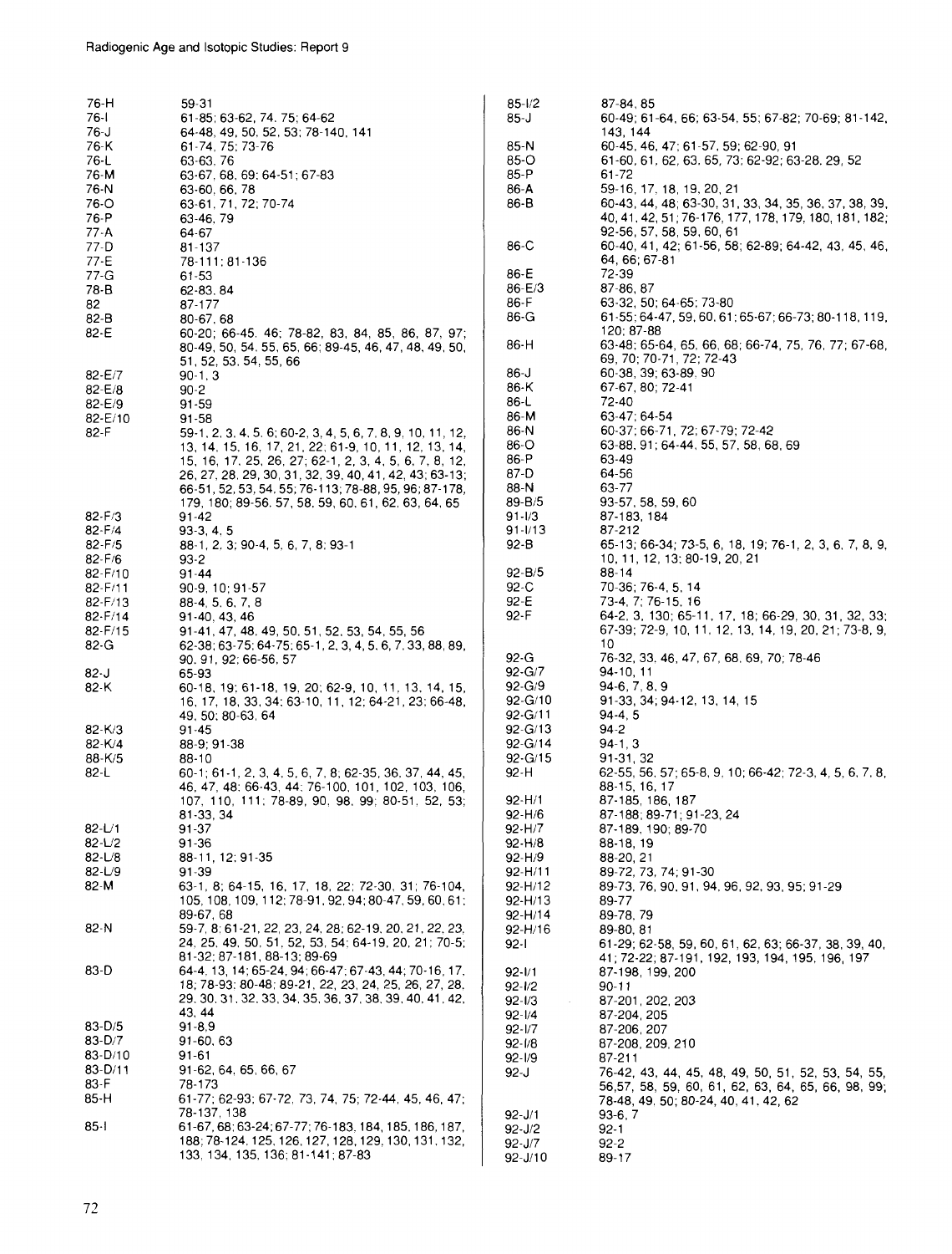| | |
|---|---|
| 76-H | 59-31 |
| 76-I | 61-85; 63-62, 74, 75; 64-62 |
| 76-J | 64-48, 49, 50, 52, 53; 78-140, 141 |
| 76-K | 61-74, 75; 73-76 |
| 76-L | 63-63, 76 |
| 76-M | 63-67, 68, 69; 64-51; 67-83 |
| 76-N | 63-60, 66, 78 |
| 76-O | 63-61, 71, 72; 70-74 |
| 76-P | 63-46, 79 |
| 77-A | 64-67 |
| 77-D | 81-137 |
| 77-E | 78-111; 81-136 |
| 77-G | 61-53 |
| 78-B | 62-83, 84 |
| 82 | 87-177 |
| 82-B | 80-67, 68 |
| 82-E | 60-20; 66-45, 46; 78-82, 83, 84, 85, 86, 87, 97; 80-49, 50, 54, 55, 65, 66; 89-45, 46, 47, 48, 49, 50, 51, 52, 53, 54, 55, 66 |
| 82-E/7 | 90-1, 3 |
| 82-E/8 | 90-2 |
| 82-E/9 | 91-59 |
| 82-E/10 | 91-58 |
| 82-F | 59-1, 2, 3, 4, 5, 6; 60-2, 3, 4, 5, 6, 7, 8, 9, 10, 11, 12, 13, 14, 15, 16, 17, 21, 22; 61-9, 10, 11, 12, 13, 14, 15, 16, 17, 25, 26, 27; 62-1, 2, 3, 4, 5, 6, 7, 8, 12, 26, 27, 28, 29, 30, 31, 32, 39, 40, 41, 42, 43; 63-13; 66-51, 52, 53, 54, 55; 76-113; 78-88, 95, 96; 87-178, 179, 180; 89-56, 57, 58, 59, 60, 61, 62, 63, 64, 65 |
| 82-F/3 | 91-42 |
| 82-F/4 | 93-3, 4, 5 |
| 82-F/5 | 88-1, 2, 3; 90-4, 5, 6, 7, 8; 93-1 |
| 82-F/6 | 93-2 |
| 82-F/10 | 91-44 |
| 82-F/11 | 90-9, 10; 91-57 |
| 82-F/13 | 88-4, 5, 6, 7, 8 |
| 82-F/14 | 91-40, 43, 46 |
| 82-F/15 | 91-41, 47, 48, 49, 50, 51, 52, 53, 54, 55, 56 |
| 82-G | 62-38; 63-75; 64-75; 65-1, 2, 3, 4, 5, 6, 7, 33, 88, 89, 90, 91, 92; 66-56, 57 |
| 82-J | 65-93 |
| 82-K | 60-18, 19; 61-18, 19, 20; 62-9, 10, 11, 13, 14, 15, 16, 17, 18, 33, 34; 63-10, 11, 12; 64-21, 23; 66-48, 49, 50; 80-63, 64 |
| 82-K/3 | 91-45 |
| 82-K/4 | 88-9; 91-38 |
| 88-K/5 | 88-10 |
| 82-L | 60-1; 61-1, 2, 3, 4, 5, 6, 7, 8; 62-35, 36, 37, 44, 45, 46, 47, 48; 66-43, 44; 76-100, 101, 102, 103, 106, 107, 110, 111; 78-89, 90, 98, 99; 80-51, 52, 53; 81-33, 34 |
| 82-L/1 | 91-37 |
| 82-L/2 | 91-36 |
| 82-L/8 | 88-11, 12; 91-35 |
| 82-L/9 | 91-39 |
| 82-M | 63-1, 8; 64-15, 16, 17, 18, 22; 72-30, 31; 76-104, 105, 108, 109, 112; 78-91, 92, 94; 80-47, 59, 60, 61; 89-67, 68 |
| 82-N | 59-7, 8; 61-21, 22, 23, 24, 28; 62-19, 20, 21, 22, 23, 24, 25, 49, 50, 51, 52, 53, 54; 64-19, 20, 21; 70-5; 81-32; 87-181, 88-13; 89-69 |
| 83-D | 64-4, 13, 14; 65-24, 94; 66-47; 67-43, 44; 70-16, 17, 18; 78-93; 80-48; 89-21, 22, 23, 24, 25, 26, 27, 28, 29, 30, 31, 32, 33, 34, 35, 36, 37, 38, 39, 40, 41, 42, 43, 44 |
| 83-D/5 | 91-8, 9 |
| 83-D/7 | 91-60, 63 |
| 83-D/10 | 91-61 |
| 83-D/11 | 91-62, 64, 65, 66, 67 |
| 83-F | 78-173 |
| 85-H | 61-77; 62-93; 67-72, 73, 74, 75; 72-44, 45, 46, 47; 78-137, 138 |
| 85-I | 61-67, 68; 63-24; 67-77; 76-183, 184, 185, 186, 187, 188; 78-124, 125, 126, 127, 128, 129, 130, 131, 132, 133, 134, 135, 136; 81-141; 87-83 |
| 85-I/2 | 87-84, 85 |
| 85-J | 60-49; 61-64, 66; 63-54, 55; 67-82; 70-69; 81-142, 143, 144 |
| 85-N | 60-45, 46, 47; 61-57, 59; 62-90, 91 |
| 85-O | 61-60, 61, 62, 63, 65, 73; 62-92; 63-28, 29, 52 |
| 85-P | 61-72 |
| 86-A | 59-16, 17, 18, 19, 20, 21 |
| 86-B | 60-43, 44, 48; 63-30, 31, 33, 34, 35, 36, 37, 38, 39, 40, 41, 42, 51; 76-176, 177, 178, 179, 180, 181, 182; 92-56, 57, 58, 59, 60, 61 |
| 86-C | 60-40, 41, 42; 61-56, 58; 62-89; 64-42, 43, 45, 46, 64, 66; 67-81 |
| 86-E | 72-39 |
| 86-E/3 | 87-86, 87 |
| 86-F | 63-32, 50; 64-65; 73-80 |
| 86-G | 61-55; 64-47, 59, 60, 61; 65-67; 66-73; 80-118, 119, 120; 87-88 |
| 86-H | 63-48; 65-64, 65, 66, 68; 66-74, 75, 76, 77; 67-68, 69, 70; 70-71, 72; 72-43 |
| 86-J | 60-38, 39; 63-89, 90 |
| 86-K | 67-67, 80; 72-41 |
| 86-L | 72-40 |
| 86-M | 63-47; 64-54 |
| 86-N | 60-37; 66-71, 72; 67-79; 72-42 |
| 86-O | 63-88, 91; 64-44, 55, 57, 58, 68, 69 |
| 86-P | 63-49 |
| 87-D | 64-56 |
| 88-N | 63-77 |
| 89-B/5 | 93-57, 58, 59, 60 |
| 91-I/3 | 87-183, 184 |
| 91-I/13 | 87-212 |
| 92-B | 65-13; 66-34; 73-5, 6, 18, 19; 76-1, 2, 3, 6, 7, 8, 9, 10, 11, 12, 13; 80-19, 20, 21 |
| 92-B/5 | 88-14 |
| 92-C | 70-36; 76-4, 5, 14 |
| 92-E | 73-4, 7; 76-15, 16 |
| 92-F | 64-2, 3, 130; 65-11, 17, 18; 66-29, 30, 31, 32, 33; 67-39; 72-9, 10, 11, 12, 13, 14, 19, 20, 21; 73-8, 9, 10 |
| 92-G | 76-32, 33, 46, 47, 67, 68, 69, 70; 78-46 |
| 92-G/7 | 94-10, 11 |
| 92-G/9 | 94-6, 7, 8, 9 |
| 92-G/10 | 91-33, 34; 94-12, 13, 14, 15 |
| 92-G/11 | 94-4, 5 |
| 92-G/13 | 94-2 |
| 92-G/14 | 94-1, 3 |
| 92-G/15 | 91-31, 32 |
| 92-H | 62-55, 56, 57; 65-8, 9, 10; 66-42; 72-3, 4, 5, 6, 7, 8, 88-15, 16, 17 |
| 92-H/1 | 87-185, 186, 187 |
| 92-H/6 | 87-188; 89-71; 91-23, 24 |
| 92-H/7 | 87-189, 190; 89-70 |
| 92-H/8 | 88-18, 19 |
| 92-H/9 | 88-20, 21 |
| 92-H/11 | 89-72, 73, 74; 91-30 |
| 92-H/12 | 89-73, 76, 90, 91, 94, 96, 92, 93, 95; 91-29 |
| 92-H/13 | 89-77 |
| 92-H/14 | 89-78, 79 |
| 92-H/16 | 89-80, 81 |
| 92-I | 61-29; 62-58, 59, 60, 61, 62, 63; 66-37, 38, 39, 40, 41; 72-22; 87-191, 192, 193, 194, 195, 196, 197 |
| 92-I/1 | 87-198, 199, 200 |
| 92-I/2 | 90-11 |
| 92-I/3 | 87-201, 202, 203 |
| 92-I/4 | 87-204, 205 |
| 92-I/7 | 87-206, 207 |
| 92-I/8 | 87-208, 209, 210 |
| 92-I/9 | 87-211 |
| 92-J | 76-42, 43, 44, 45, 48, 49, 50, 51, 52, 53, 54, 55, 56, 57, 58, 59, 60, 61, 62, 63, 64, 65, 66, 98, 99; 78-48, 49, 50; 80-24, 40, 41, 42, 62 |
| 92-J/1 | 93-6, 7 |
| 92-J/2 | 92-1 |
| 92-J/7 | 92-2 |
| 92-J/10 | 89-17 |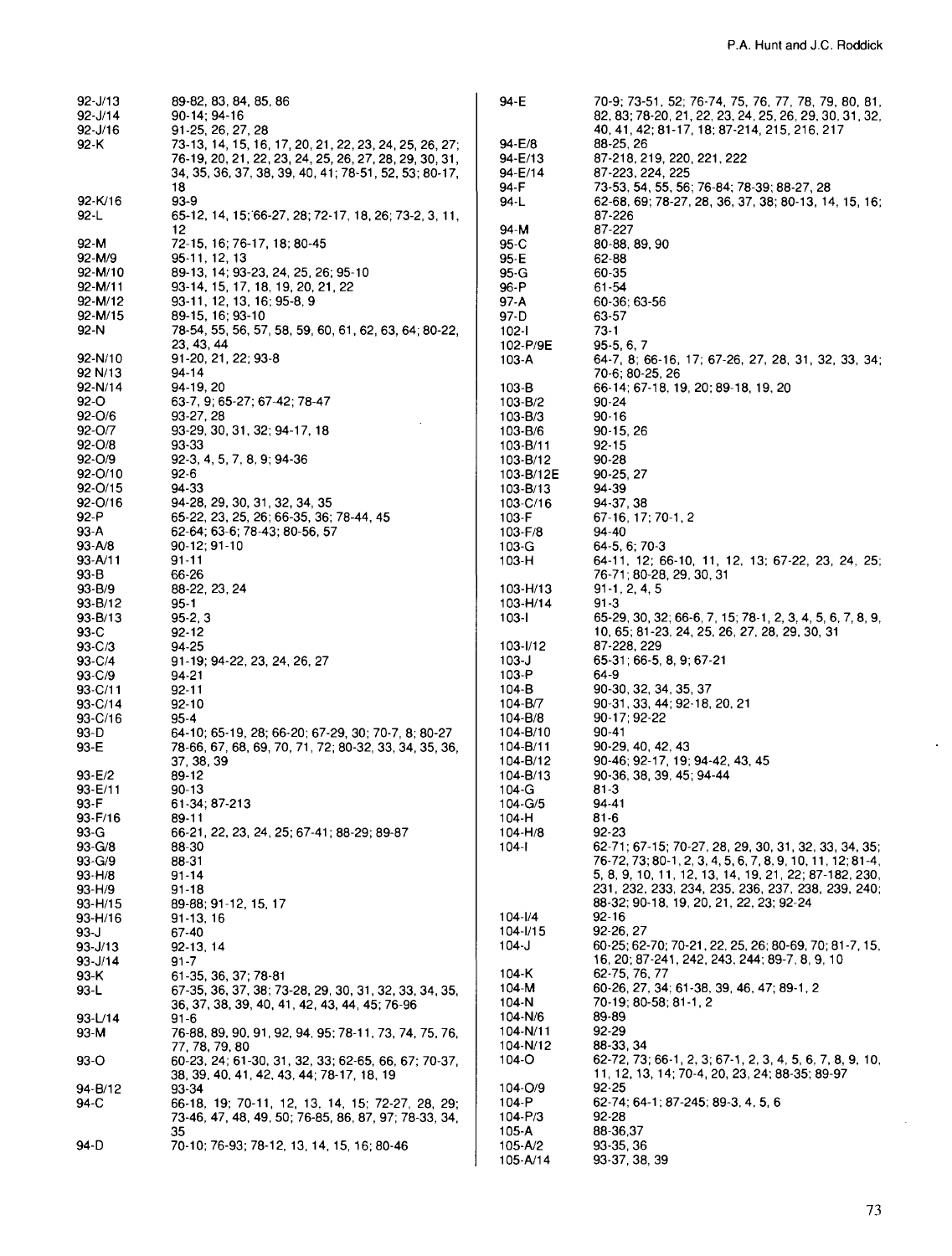| | |
|---|---|
| 92-J/13 | 89-82, 83, 84, 85, 86 |
| 92-J/14 | 90-14; 94-16 |
| 92-J/16 | 91-25, 26, 27, 28 |
| 92-K | 73-13, 14, 15, 16, 17, 20, 21, 22, 23, 24, 25, 26, 27; 76-19, 20, 21, 22, 23, 24, 25, 26, 27, 28, 29, 30, 31, 34, 35, 36, 37, 38, 39, 40, 41; 78-51, 52, 53; 80-17, 18 |
| 92-K/16 | 93-9 |
| 92-L | 65-12, 14, 15; 66-27, 28; 72-17, 18, 26; 73-2, 3, 11, 12 |
| 92-M | 72-15, 16; 76-17, 18; 80-45 |
| 92-M/9 | 95-11, 12, 13 |
| 92-M/10 | 89-13, 14; 93-23, 24, 25, 26; 95-10 |
| 92-M/11 | 93-14, 15, 17, 18, 19, 20, 21, 22 |
| 92-M/12 | 93-11, 12, 13, 16; 95-8, 9 |
| 92-M/15 | 89-15, 16; 93-10 |
| 92-N | 78-54, 55, 56, 57, 58, 59, 60, 61, 62, 63, 64; 80-22, 23, 43, 44 |
| 92-N/10 | 91-20, 21, 22; 93-8 |
| 92 N/13 | 94-14 |
| 92-N/14 | 94-19, 20 |
| 92-O | 63-7, 9; 65-27; 67-42; 78-47 |
| 92-O/6 | 93-27, 28 |
| 92-O/7 | 93-29, 30, 31, 32; 94-17, 18 |
| 92-O/8 | 93-33 |
| 92-O/9 | 92-3, 4, 5, 7, 8, 9; 94-36 |
| 92-O/10 | 92-6 |
| 92-O/15 | 94-33 |
| 92-O/16 | 94-28, 29, 30, 31, 32, 34, 35 |
| 92-P | 65-22, 23, 25, 26; 66-35, 36; 78-44, 45 |
| 93-A | 62-64; 63-6; 78-43; 80-56, 57 |
| 93-A/8 | 90-12; 91-10 |
| 93-A/11 | 91-11 |
| 93-B | 66-26 |
| 93-B/9 | 88-22, 23, 24 |
| 93-B/12 | 95-1 |
| 93-B/13 | 95-2, 3 |
| 93-C | 92-12 |
| 93-C/3 | 94-25 |
| 93-C/4 | 91-19; 94-22, 23, 24, 26, 27 |
| 93-C/9 | 94-21 |
| 93-C/11 | 92-11 |
| 93-C/14 | 92-10 |
| 93-C/16 | 95-4 |
| 93-D | 64-10; 65-19, 28; 66-20; 67-29, 30; 70-7, 8; 80-27 |
| 93-E | 78-66, 67, 68, 69, 70, 71, 72; 80-32, 33, 34, 35, 36, 37, 38, 39 |
| 93-E/2 | 89-12 |
| 93-E/11 | 90-13 |
| 93-F | 61-34; 87-213 |
| 93-F/16 | 89-11 |
| 93-G | 66-21, 22, 23, 24, 25; 67-41; 88-29; 89-87 |
| 93-G/8 | 88-30 |
| 93-G/9 | 88-31 |
| 93-H/8 | 91-14 |
| 93-H/9 | 91-18 |
| 93-H/15 | 89-88; 91-12, 15, 17 |
| 93-H/16 | 91-13, 16 |
| 93-J | 67-40 |
| 93-J/13 | 92-13, 14 |
| 93-J/14 | 91-7 |
| 93-K | 61-35, 36, 37; 78-81 |
| 93-L | 67-35, 36, 37, 38; 73-28, 29, 30, 31, 32, 33, 34, 35, 36, 37, 38, 39, 40, 41, 42, 43, 44, 45; 76-96 |
| 93-L/14 | 91-6 |
| 93-M | 76-88, 89, 90, 91, 92, 94, 95; 78-11, 73, 74, 75, 76, 77, 78, 79, 80 |
| 93-O | 60-23, 24; 61-30, 31, 32, 33; 62-65, 66, 67; 70-37, 38, 39, 40, 41, 42, 43, 44; 78-17, 18, 19 |
| 94-B/12 | 93-34 |
| 94-C | 66-18, 19; 70-11, 12, 13, 14, 15; 72-27, 28, 29; 73-46, 47, 48, 49, 50; 76-85, 86, 87, 97; 78-33, 34, 35 |
| 94-D | 70-10; 76-93; 78-12, 13, 14, 15, 16; 80-46 |
| 94-E | 70-9; 73-51, 52; 76-74, 75, 76, 77, 78, 79, 80, 81, 82, 83; 78-20, 21, 22, 23, 24, 25, 26, 29, 30, 31, 32, 40, 41, 42; 81-17, 18; 87-214, 215, 216, 217 |
| 94-E/8 | 88-25, 26 |
| 94-E/13 | 87-218, 219, 220, 221, 222 |
| 94-E/14 | 87-223, 224, 225 |
| 94-F | 73-53, 54, 55, 56; 76-84; 78-39; 88-27, 28 |
| 94-L | 62-68, 69; 78-27, 28, 36, 37, 38; 80-13, 14, 15, 16; 87-226 |
| 94-M | 87-227 |
| 95-C | 80-88, 89, 90 |
| 95-E | 62-88 |
| 95-G | 60-35 |
| 96-P | 61-54 |
| 97-A | 60-36; 63-56 |
| 97-D | 63-57 |
| 102-I | 73-1 |
| 102-P/9E | 95-5, 6, 7 |
| 103-A | 64-7, 8; 66-16, 17; 67-26, 27, 28, 31, 32, 33, 34; 70-6; 80-25, 26 |
| 103-B | 66-14; 67-18, 19, 20; 89-18, 19, 20 |
| 103-B/2 | 90-24 |
| 103-B/3 | 90-16 |
| 103-B/6 | 90-15, 26 |
| 103-B/11 | 92-15 |
| 103-B/12 | 90-28 |
| 103-B/12E | 90-25, 27 |
| 103-B/13 | 94-39 |
| 103-C/16 | 94-37, 38 |
| 103-F | 67-16, 17; 70-1, 2 |
| 103-F/8 | 94-40 |
| 103-G | 64-5, 6; 70-3 |
| 103-H | 64-11, 12; 66-10, 11, 12, 13; 67-22, 23, 24, 25; 76-71; 80-28, 29, 30, 31 |
| 103-H/13 | 91-1, 2, 4, 5 |
| 103-H/14 | 91-3 |
| 103-I | 65-29, 30, 32; 66-6, 7, 15; 78-1, 2, 3, 4, 5, 6, 7, 8, 9, 10, 65; 81-23, 24, 25, 26, 27, 28, 29, 30, 31 |
| 103-I/12 | 87-228, 229 |
| 103-J | 65-31; 66-5, 8, 9; 67-21 |
| 103-P | 64-9 |
| 104-B | 90-30, 32, 34, 35, 37 |
| 104-B/7 | 90-31, 33, 44; 92-18, 20, 21 |
| 104-B/8 | 90-17; 92-22 |
| 104-B/10 | 90-41 |
| 104-B/11 | 90-29, 40, 42, 43 |
| 104-B/12 | 90-46; 92-17, 19; 94-42, 43, 45 |
| 104-B/13 | 90-36, 38, 39, 45; 94-44 |
| 104-G | 81-3 |
| 104-G/5 | 94-41 |
| 104-H | 81-6 |
| 104-H/8 | 92-23 |
| 104-I | 62-71; 67-15; 70-27, 28, 29, 30, 31, 32, 33, 34, 35; 76-72, 73; 80-1, 2, 3, 4, 5, 6, 7, 8, 9, 10, 11, 12; 81-4, 5, 8, 9, 10, 11, 12, 13, 14, 19, 21, 22; 87-182, 230, 231, 232, 233, 234, 235, 236, 237, 238, 239, 240; 88-32; 90-18, 19, 20, 21, 22, 23; 92-24 |
| 104-I/4 | 92-16 |
| 104-I/15 | 92-26, 27 |
| 104-J | 60-25; 62-70; 70-21, 22, 25, 26; 80-69, 70; 81-7, 15, 16, 20; 87-241, 242, 243, 244; 89-7, 8, 9, 10 |
| 104-K | 62-75, 76, 77 |
| 104-M | 60-26, 27, 34; 61-38, 39, 46, 47; 89-1, 2 |
| 104-N | 70-19; 80-58; 81-1, 2 |
| 104-N/6 | 89-89 |
| 104-N/11 | 92-29 |
| 104-N/12 | 88-33, 34 |
| 104-O | 62-72, 73; 66-1, 2, 3; 67-1, 2, 3, 4, 5, 6, 7, 8, 9, 10, 11, 12, 13, 14; 70-4, 20, 23, 24; 88-35; 89-97 |
| 104-O/9 | 92-25 |
| 104-P | 62-74; 64-1; 87-245; 89-3, 4, 5, 6 |
| 104-P/3 | 92-28 |
| 105-A | 88-36,37 |
| 105-A/2 | 93-35, 36 |
| 105-A/14 | 93-37, 38, 39 |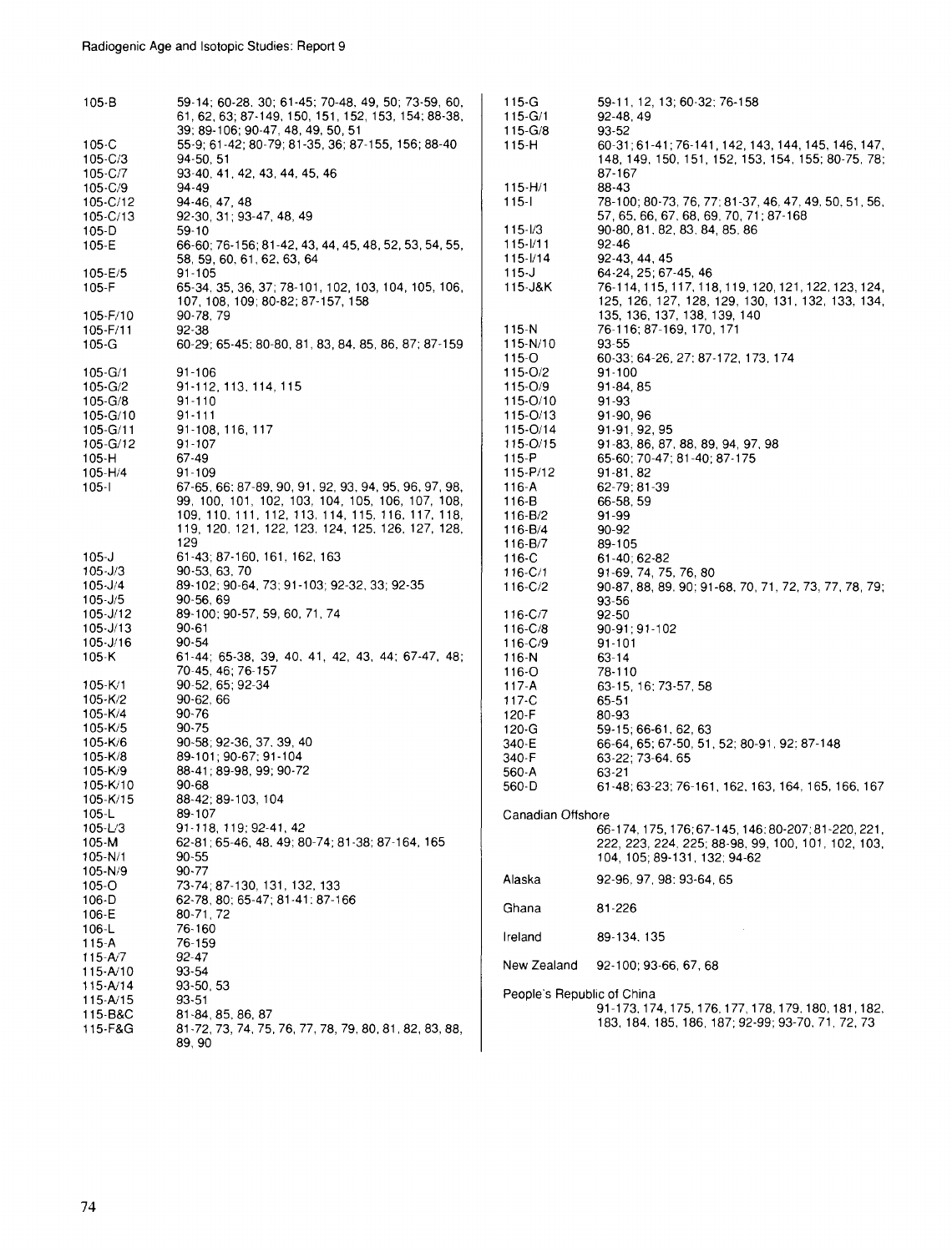| | |
|---|---|
| 105-B | 59-14; 60-28, 30; 61-45; 70-48, 49, 50; 73-59, 60, 61, 62, 63; 87-149, 150, 151, 152, 153, 154; 88-38, 39; 89-106; 90-47, 48, 49, 50, 51 |
| 105-C | 55-9; 61-42; 80-79; 81-35, 36; 87-155, 156; 88-40 |
| 105-C/3 | 94-50, 51 |
| 105-C/7 | 93-40, 41, 42, 43, 44, 45, 46 |
| 105-C/9 | 94-49 |
| 105-C/12 | 94-46, 47, 48 |
| 105-C/13 | 92-30, 31; 93-47, 48, 49 |
| 105-D | 59-10 |
| 105-E | 66-60; 76-156; 81-42, 43, 44, 45, 48, 52, 53, 54, 55, 58, 59, 60, 61, 62, 63, 64 |
| 105-E/5 | 91-105 |
| 105-F | 65-34, 35, 36, 37; 78-101, 102, 103, 104, 105, 106, 107, 108, 109; 80-82; 87-157, 158 |
| 105-F/10 | 90-78, 79 |
| 105-F/11 | 92-38 |
| 105-G | 60-29; 65-45; 80-80, 81, 83, 84, 85, 86, 87; 87-159 |
| 105-G/1 | 91-106 |
| 105-G/2 | 91-112, 113, 114, 115 |
| 105-G/8 | 91-110 |
| 105-G/10 | 91-111 |
| 105-G/11 | 91-108, 116, 117 |
| 105-G/12 | 91-107 |
| 105-H | 67-49 |
| 105-H/4 | 91-109 |
| 105-I | 67-65, 66; 87-89, 90, 91, 92, 93, 94, 95, 96, 97, 98, 99, 100, 101, 102, 103, 104, 105, 106, 107, 108, 109, 110, 111, 112, 113, 114, 115, 116, 117, 118, 119, 120, 121, 122, 123, 124, 125, 126, 127, 128, 129 |
| 105-J | 61-43; 87-160, 161, 162, 163 |
| 105-J/3 | 90-53, 63, 70 |
| 105-J/4 | 89-102; 90-64, 73; 91-103; 92-32, 33; 92-35 |
| 105-J/5 | 90-56, 69 |
| 105-J/12 | 89-100; 90-57, 59, 60, 71, 74 |
| 105-J/13 | 90-61 |
| 105-J/16 | 90-54 |
| 105-K | 61-44; 65-38, 39, 40, 41, 42, 43, 44; 67-47, 48; 70-45, 46; 76-157 |
| 105-K/1 | 90-52, 65; 92-34 |
| 105-K/2 | 90-62, 66 |
| 105-K/4 | 90-76 |
| 105-K/5 | 90-75 |
| 105-K/6 | 90-58; 92-36, 37, 39, 40 |
| 105-K/8 | 89-101; 90-67; 91-104 |
| 105-K/9 | 88-41; 89-98, 99; 90-72 |
| 105-K/10 | 90-68 |
| 105-K/15 | 88-42; 89-103, 104 |
| 105-L | 89-107 |
| 105-L/3 | 91-118, 119; 92-41, 42 |
| 105-M | 62-81; 65-46, 48, 49; 80-74; 81-38; 87-164, 165 |
| 105-N/1 | 90-55 |
| 105-N/9 | 90-77 |
| 105-O | 73-74; 87-130, 131, 132, 133 |
| 106-D | 62-78, 80; 65-47; 81-41; 87-166 |
| 106-E | 80-71, 72 |
| 106-L | 76-160 |
| 115-A | 76-159 |
| 115-A/7 | 92-47 |
| 115-A/10 | 93-54 |
| 115-A/14 | 93-50, 53 |
| 115-A/15 | 93-51 |
| 115-B&C | 81-84, 85, 86, 87 |
| 115-F&G | 81-72, 73, 74, 75, 76, 77, 78, 79, 80, 81, 82, 83, 88, 89, 90 |
| 115-G | 59-11, 12, 13; 60-32; 76-158 |
| 115-G/1 | 92-48, 49 |
| 115-G/8 | 93-52 |
| 115-H | 60-31; 61-41; 76-141, 142, 143, 144, 145, 146, 147, 148, 149, 150, 151, 152, 153, 154, 155; 80-75, 78; 87-167 |
| 115-H/1 | 88-43 |
| 115-I | 78-100; 80-73, 76, 77; 81-37, 46, 47, 49, 50, 51, 56, 57, 65, 66, 67, 68, 69, 70, 71; 87-168 |
| 115-I/3 | 90-80, 81, 82, 83, 84, 85, 86 |
| 115-I/11 | 92-46 |
| 115-I/14 | 92-43, 44, 45 |
| 115-J | 64-24, 25; 67-45, 46 |
| 115-J&K | 76-114, 115, 117, 118, 119, 120, 121, 122, 123, 124, 125, 126, 127, 128, 129, 130, 131, 132, 133, 134, 135, 136, 137, 138, 139, 140 |
| 115-N | 76-116; 87-169, 170, 171 |
| 115-N/10 | 93-55 |
| 115-O | 60-33; 64-26, 27; 87-172, 173, 174 |
| 115-O/2 | 91-100 |
| 115-O/9 | 91-84, 85 |
| 115-O/10 | 91-93 |
| 115-O/13 | 91-90, 96 |
| 115-O/14 | 91-91, 92, 95 |
| 115-O/15 | 91-83, 86, 87, 88, 89, 94, 97, 98 |
| 115-P | 65-60; 70-47; 81-40; 87-175 |
| 115-P/12 | 91-81, 82 |
| 116-A | 62-79; 81-39 |
| 116-B | 66-58, 59 |
| 116-B/2 | 91-99 |
| 116-B/4 | 90-92 |
| 116-B/7 | 89-105 |
| 116-C | 61-40; 62-82 |
| 116-C/1 | 91-69, 74, 75, 76, 80 |
| 116-C/2 | 90-87, 88, 89, 90; 91-68, 70, 71, 72, 73, 77, 78, 79; 93-56 |
| 116-C/7 | 92-50 |
| 116-C/8 | 90-91; 91-102 |
| 116-C/9 | 91-101 |
| 116-N | 63-14 |
| 116-O | 78-110 |
| 117-A | 63-15, 16; 73-57, 58 |
| 117-C | 65-51 |
| 120-F | 80-93 |
| 120-G | 59-15; 66-61, 62, 63 |
| 340-E | 66-64, 65; 67-50, 51, 52; 80-91, 92; 87-148 |
| 340-F | 63-22; 73-64, 65 |
| 560-A | 63-21 |
| 560-D | 61-48; 63-23; 76-161, 162, 163, 164, 165, 166, 167 |

Canadian Offshore
66-174, 175, 176; 67-145, 146; 80-207; 81-220, 221, 222, 223, 224, 225; 88-98, 99, 100, 101, 102, 103, 104, 105; 89-131, 132; 94-62

| | |
|---|---|
| Alaska | 92-96, 97, 98; 93-64, 65 |
| Ghana | 81-226 |
| Ireland | 89-134, 135 |
| New Zealand | 92-100; 93-66, 67, 68 |

People's Republic of China
91-173, 174, 175, 176, 177, 178, 179, 180, 181, 182, 183, 184, 185, 186, 187; 92-99; 93-70, 71, 72, 73